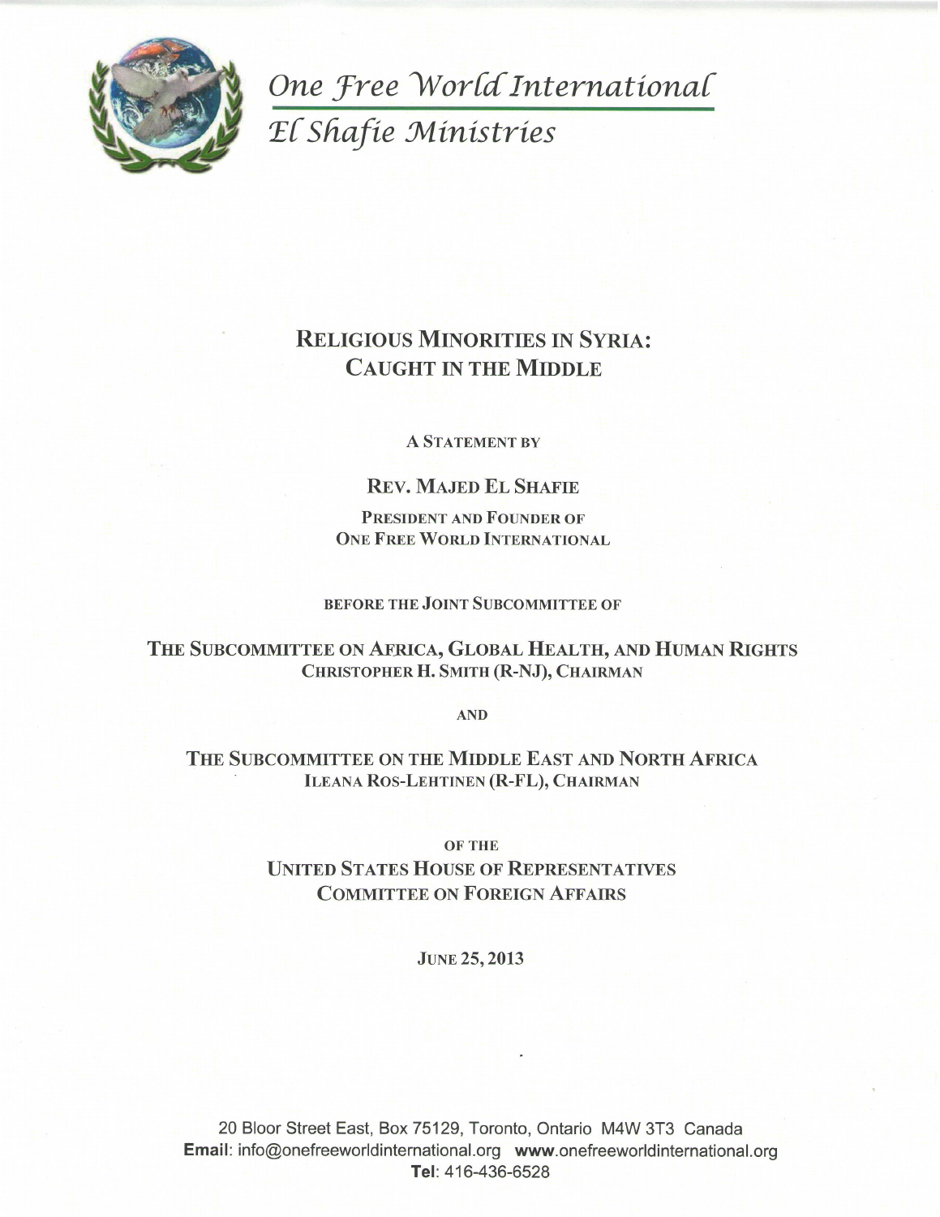*One Free World International*

*El Shafie Ministries*

# RELIGIOUS MINORITIES IN SYRIA: CAUGHT IN THE MIDDLE

A STATEMENT BY

REV. MAJED EL SHAFIE

PRESIDENT AND FOUNDER OF
ONE FREE WORLD INTERNATIONAL

BEFORE THE JOINT SUBCOMMITTEE OF

THE SUBCOMMITTEE ON AFRICA, GLOBAL HEALTH, AND HUMAN RIGHTS
CHRISTOPHER H. SMITH (R-NJ), CHAIRMAN

AND

THE SUBCOMMITTEE ON THE MIDDLE EAST AND NORTH AFRICA
ILEANA ROS-LEHTINEN (R-FL), CHAIRMAN

OF THE
UNITED STATES HOUSE OF REPRESENTATIVES
COMMITTEE ON FOREIGN AFFAIRS

JUNE 25, 2013

20 Bloor Street East, Box 75129, Toronto, Ontario M4W 3T3 Canada
**Email**: info@onefreeworldinternational.org **www**.onefreeworldinternational.org
**Tel**: 416-436-6528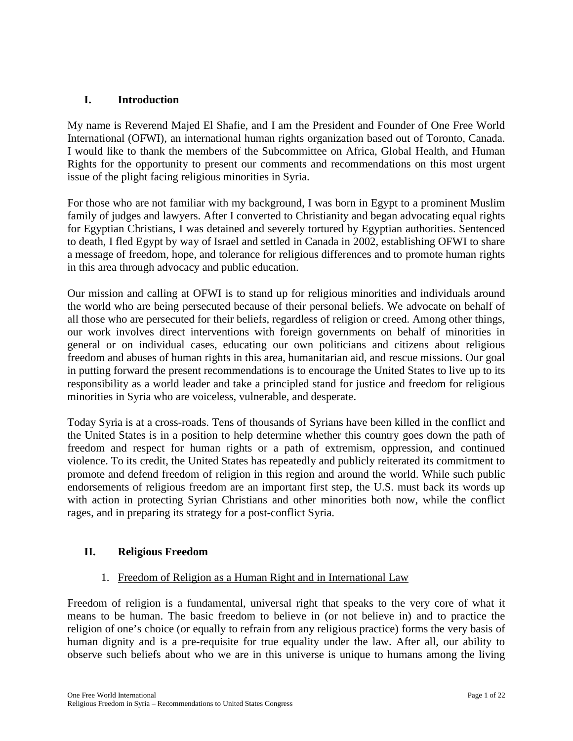## I. Introduction

My name is Reverend Majed El Shafie, and I am the President and Founder of One Free World International (OFWI), an international human rights organization based out of Toronto, Canada. I would like to thank the members of the Subcommittee on Africa, Global Health, and Human Rights for the opportunity to present our comments and recommendations on this most urgent issue of the plight facing religious minorities in Syria.

For those who are not familiar with my background, I was born in Egypt to a prominent Muslim family of judges and lawyers. After I converted to Christianity and began advocating equal rights for Egyptian Christians, I was detained and severely tortured by Egyptian authorities. Sentenced to death, I fled Egypt by way of Israel and settled in Canada in 2002, establishing OFWI to share a message of freedom, hope, and tolerance for religious differences and to promote human rights in this area through advocacy and public education.

Our mission and calling at OFWI is to stand up for religious minorities and individuals around the world who are being persecuted because of their personal beliefs. We advocate on behalf of all those who are persecuted for their beliefs, regardless of religion or creed. Among other things, our work involves direct interventions with foreign governments on behalf of minorities in general or on individual cases, educating our own politicians and citizens about religious freedom and abuses of human rights in this area, humanitarian aid, and rescue missions. Our goal in putting forward the present recommendations is to encourage the United States to live up to its responsibility as a world leader and take a principled stand for justice and freedom for religious minorities in Syria who are voiceless, vulnerable, and desperate.

Today Syria is at a cross-roads. Tens of thousands of Syrians have been killed in the conflict and the United States is in a position to help determine whether this country goes down the path of freedom and respect for human rights or a path of extremism, oppression, and continued violence. To its credit, the United States has repeatedly and publicly reiterated its commitment to promote and defend freedom of religion in this region and around the world. While such public endorsements of religious freedom are an important first step, the U.S. must back its words up with action in protecting Syrian Christians and other minorities both now, while the conflict rages, and in preparing its strategy for a post-conflict Syria.

## II. Religious Freedom

### 1. Freedom of Religion as a Human Right and in International Law

Freedom of religion is a fundamental, universal right that speaks to the very core of what it means to be human. The basic freedom to believe in (or not believe in) and to practice the religion of one's choice (or equally to refrain from any religious practice) forms the very basis of human dignity and is a pre-requisite for true equality under the law. After all, our ability to observe such beliefs about who we are in this universe is unique to humans among the living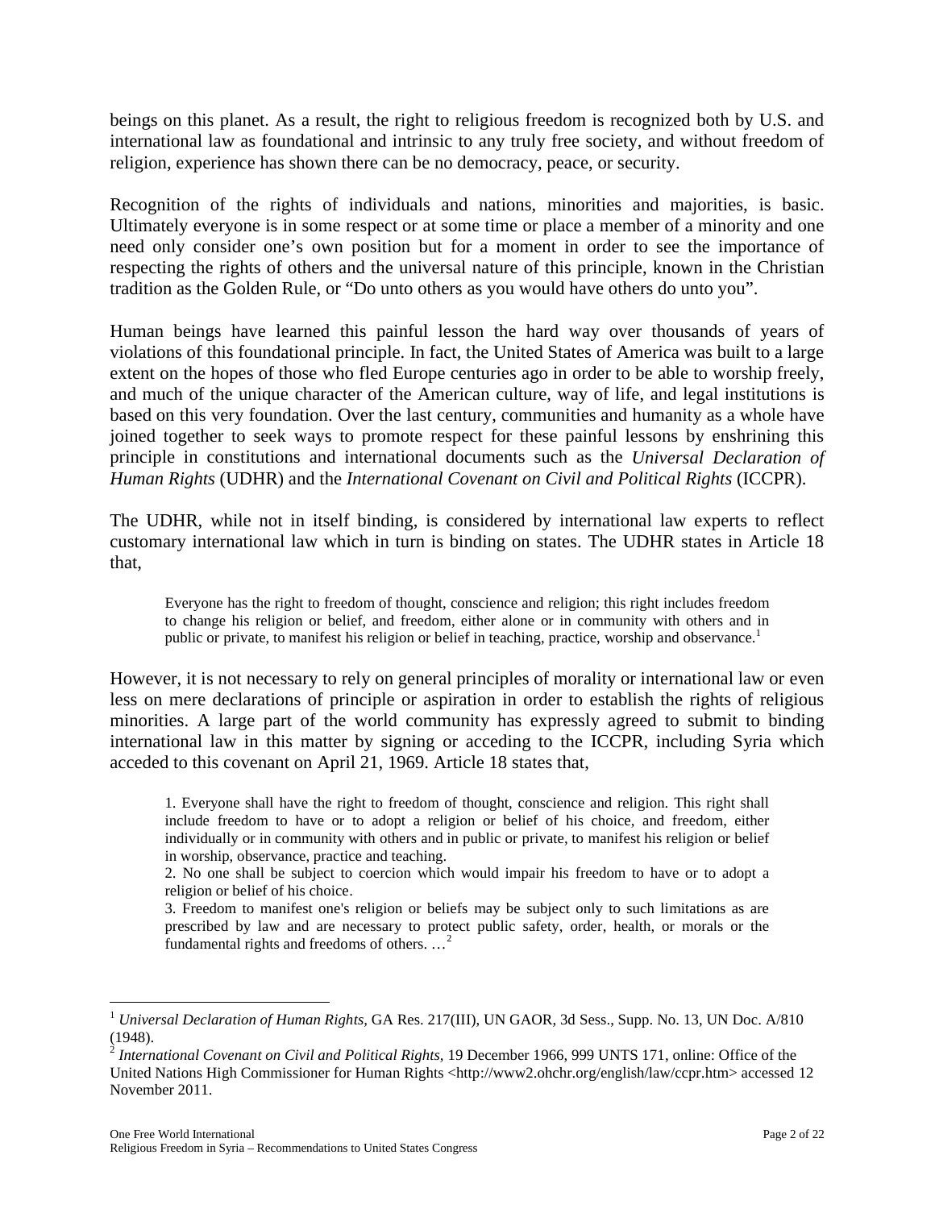beings on this planet. As a result, the right to religious freedom is recognized both by U.S. and international law as foundational and intrinsic to any truly free society, and without freedom of religion, experience has shown there can be no democracy, peace, or security.

Recognition of the rights of individuals and nations, minorities and majorities, is basic. Ultimately everyone is in some respect or at some time or place a member of a minority and one need only consider one's own position but for a moment in order to see the importance of respecting the rights of others and the universal nature of this principle, known in the Christian tradition as the Golden Rule, or "Do unto others as you would have others do unto you".

Human beings have learned this painful lesson the hard way over thousands of years of violations of this foundational principle. In fact, the United States of America was built to a large extent on the hopes of those who fled Europe centuries ago in order to be able to worship freely, and much of the unique character of the American culture, way of life, and legal institutions is based on this very foundation. Over the last century, communities and humanity as a whole have joined together to seek ways to promote respect for these painful lessons by enshrining this principle in constitutions and international documents such as the *Universal Declaration of Human Rights* (UDHR) and the *International Covenant on Civil and Political Rights* (ICCPR).

The UDHR, while not in itself binding, is considered by international law experts to reflect customary international law which in turn is binding on states. The UDHR states in Article 18 that,

> Everyone has the right to freedom of thought, conscience and religion; this right includes freedom to change his religion or belief, and freedom, either alone or in community with others and in public or private, to manifest his religion or belief in teaching, practice, worship and observance.[1]

However, it is not necessary to rely on general principles of morality or international law or even less on mere declarations of principle or aspiration in order to establish the rights of religious minorities. A large part of the world community has expressly agreed to submit to binding international law in this matter by signing or acceding to the ICCPR, including Syria which acceded to this covenant on April 21, 1969. Article 18 states that,

> 1. Everyone shall have the right to freedom of thought, conscience and religion. This right shall include freedom to have or to adopt a religion or belief of his choice, and freedom, either individually or in community with others and in public or private, to manifest his religion or belief in worship, observance, practice and teaching.
> 2. No one shall be subject to coercion which would impair his freedom to have or to adopt a religion or belief of his choice.
> 3. Freedom to manifest one's religion or beliefs may be subject only to such limitations as are prescribed by law and are necessary to protect public safety, order, health, or morals or the fundamental rights and freedoms of others. …[2]

---

[1] *Universal Declaration of Human Rights*, GA Res. 217(III), UN GAOR, 3d Sess., Supp. No. 13, UN Doc. A/810 (1948).

[2] *International Covenant on Civil and Political Rights*, 19 December 1966, 999 UNTS 171, online: Office of the United Nations High Commissioner for Human Rights <http://www2.ohchr.org/english/law/ccpr.htm> accessed 12 November 2011.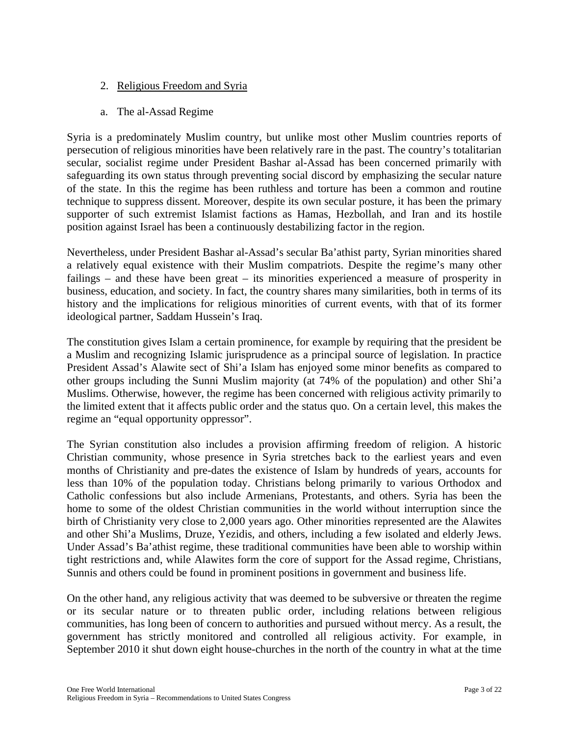2. <u>Religious Freedom and Syria</u>

a. The al-Assad Regime

Syria is a predominately Muslim country, but unlike most other Muslim countries reports of persecution of religious minorities have been relatively rare in the past. The country's totalitarian secular, socialist regime under President Bashar al-Assad has been concerned primarily with safeguarding its own status through preventing social discord by emphasizing the secular nature of the state. In this the regime has been ruthless and torture has been a common and routine technique to suppress dissent. Moreover, despite its own secular posture, it has been the primary supporter of such extremist Islamist factions as Hamas, Hezbollah, and Iran and its hostile position against Israel has been a continuously destabilizing factor in the region.

Nevertheless, under President Bashar al-Assad's secular Ba'athist party, Syrian minorities shared a relatively equal existence with their Muslim compatriots. Despite the regime's many other failings – and these have been great – its minorities experienced a measure of prosperity in business, education, and society. In fact, the country shares many similarities, both in terms of its history and the implications for religious minorities of current events, with that of its former ideological partner, Saddam Hussein's Iraq.

The constitution gives Islam a certain prominence, for example by requiring that the president be a Muslim and recognizing Islamic jurisprudence as a principal source of legislation. In practice President Assad's Alawite sect of Shi'a Islam has enjoyed some minor benefits as compared to other groups including the Sunni Muslim majority (at 74% of the population) and other Shi'a Muslims. Otherwise, however, the regime has been concerned with religious activity primarily to the limited extent that it affects public order and the status quo. On a certain level, this makes the regime an "equal opportunity oppressor".

The Syrian constitution also includes a provision affirming freedom of religion. A historic Christian community, whose presence in Syria stretches back to the earliest years and even months of Christianity and pre-dates the existence of Islam by hundreds of years, accounts for less than 10% of the population today. Christians belong primarily to various Orthodox and Catholic confessions but also include Armenians, Protestants, and others. Syria has been the home to some of the oldest Christian communities in the world without interruption since the birth of Christianity very close to 2,000 years ago. Other minorities represented are the Alawites and other Shi'a Muslims, Druze, Yezidis, and others, including a few isolated and elderly Jews. Under Assad's Ba'athist regime, these traditional communities have been able to worship within tight restrictions and, while Alawites form the core of support for the Assad regime, Christians, Sunnis and others could be found in prominent positions in government and business life.

On the other hand, any religious activity that was deemed to be subversive or threaten the regime or its secular nature or to threaten public order, including relations between religious communities, has long been of concern to authorities and pursued without mercy. As a result, the government has strictly monitored and controlled all religious activity. For example, in September 2010 it shut down eight house-churches in the north of the country in what at the time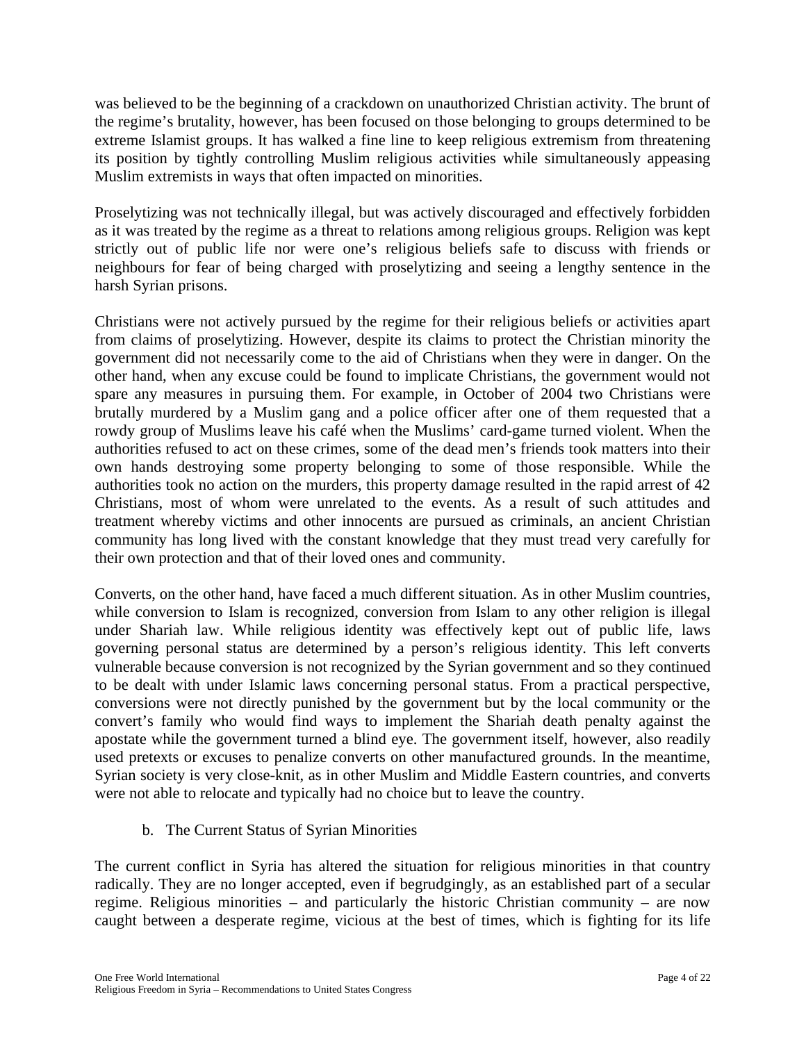was believed to be the beginning of a crackdown on unauthorized Christian activity. The brunt of the regime's brutality, however, has been focused on those belonging to groups determined to be extreme Islamist groups. It has walked a fine line to keep religious extremism from threatening its position by tightly controlling Muslim religious activities while simultaneously appeasing Muslim extremists in ways that often impacted on minorities.

Proselytizing was not technically illegal, but was actively discouraged and effectively forbidden as it was treated by the regime as a threat to relations among religious groups. Religion was kept strictly out of public life nor were one's religious beliefs safe to discuss with friends or neighbours for fear of being charged with proselytizing and seeing a lengthy sentence in the harsh Syrian prisons.

Christians were not actively pursued by the regime for their religious beliefs or activities apart from claims of proselytizing. However, despite its claims to protect the Christian minority the government did not necessarily come to the aid of Christians when they were in danger. On the other hand, when any excuse could be found to implicate Christians, the government would not spare any measures in pursuing them. For example, in October of 2004 two Christians were brutally murdered by a Muslim gang and a police officer after one of them requested that a rowdy group of Muslims leave his café when the Muslims' card-game turned violent. When the authorities refused to act on these crimes, some of the dead men's friends took matters into their own hands destroying some property belonging to some of those responsible. While the authorities took no action on the murders, this property damage resulted in the rapid arrest of 42 Christians, most of whom were unrelated to the events. As a result of such attitudes and treatment whereby victims and other innocents are pursued as criminals, an ancient Christian community has long lived with the constant knowledge that they must tread very carefully for their own protection and that of their loved ones and community.

Converts, on the other hand, have faced a much different situation. As in other Muslim countries, while conversion to Islam is recognized, conversion from Islam to any other religion is illegal under Shariah law. While religious identity was effectively kept out of public life, laws governing personal status are determined by a person's religious identity. This left converts vulnerable because conversion is not recognized by the Syrian government and so they continued to be dealt with under Islamic laws concerning personal status. From a practical perspective, conversions were not directly punished by the government but by the local community or the convert's family who would find ways to implement the Shariah death penalty against the apostate while the government turned a blind eye. The government itself, however, also readily used pretexts or excuses to penalize converts on other manufactured grounds. In the meantime, Syrian society is very close-knit, as in other Muslim and Middle Eastern countries, and converts were not able to relocate and typically had no choice but to leave the country.

### b. The Current Status of Syrian Minorities

The current conflict in Syria has altered the situation for religious minorities in that country radically. They are no longer accepted, even if begrudgingly, as an established part of a secular regime. Religious minorities – and particularly the historic Christian community – are now caught between a desperate regime, vicious at the best of times, which is fighting for its life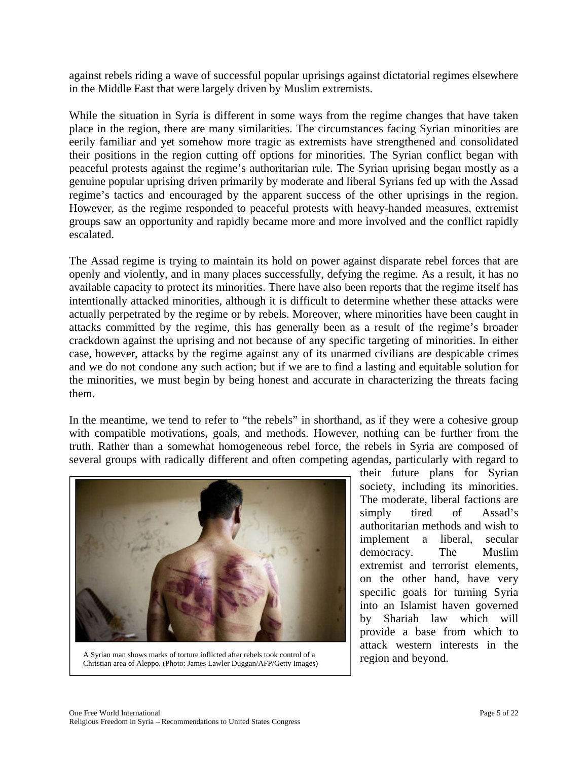against rebels riding a wave of successful popular uprisings against dictatorial regimes elsewhere in the Middle East that were largely driven by Muslim extremists.

While the situation in Syria is different in some ways from the regime changes that have taken place in the region, there are many similarities. The circumstances facing Syrian minorities are eerily familiar and yet somehow more tragic as extremists have strengthened and consolidated their positions in the region cutting off options for minorities. The Syrian conflict began with peaceful protests against the regime's authoritarian rule. The Syrian uprising began mostly as a genuine popular uprising driven primarily by moderate and liberal Syrians fed up with the Assad regime's tactics and encouraged by the apparent success of the other uprisings in the region. However, as the regime responded to peaceful protests with heavy-handed measures, extremist groups saw an opportunity and rapidly became more and more involved and the conflict rapidly escalated.

The Assad regime is trying to maintain its hold on power against disparate rebel forces that are openly and violently, and in many places successfully, defying the regime. As a result, it has no available capacity to protect its minorities. There have also been reports that the regime itself has intentionally attacked minorities, although it is difficult to determine whether these attacks were actually perpetrated by the regime or by rebels. Moreover, where minorities have been caught in attacks committed by the regime, this has generally been as a result of the regime's broader crackdown against the uprising and not because of any specific targeting of minorities. In either case, however, attacks by the regime against any of its unarmed civilians are despicable crimes and we do not condone any such action; but if we are to find a lasting and equitable solution for the minorities, we must begin by being honest and accurate in characterizing the threats facing them.

In the meantime, we tend to refer to "the rebels" in shorthand, as if they were a cohesive group with compatible motivations, goals, and methods. However, nothing can be further from the truth. Rather than a somewhat homogeneous rebel force, the rebels in Syria are composed of several groups with radically different and often competing agendas, particularly with regard to their future plans for Syrian society, including its minorities. The moderate, liberal factions are simply tired of Assad's authoritarian methods and wish to implement a liberal, secular democracy. The Muslim extremist and terrorist elements, on the other hand, have very specific goals for turning Syria into an Islamist haven governed by Shariah law which will provide a base from which to attack western interests in the region and beyond.

A Syrian man shows marks of torture inflicted after rebels took control of a Christian area of Aleppo. (Photo: James Lawler Duggan/AFP/Getty Images)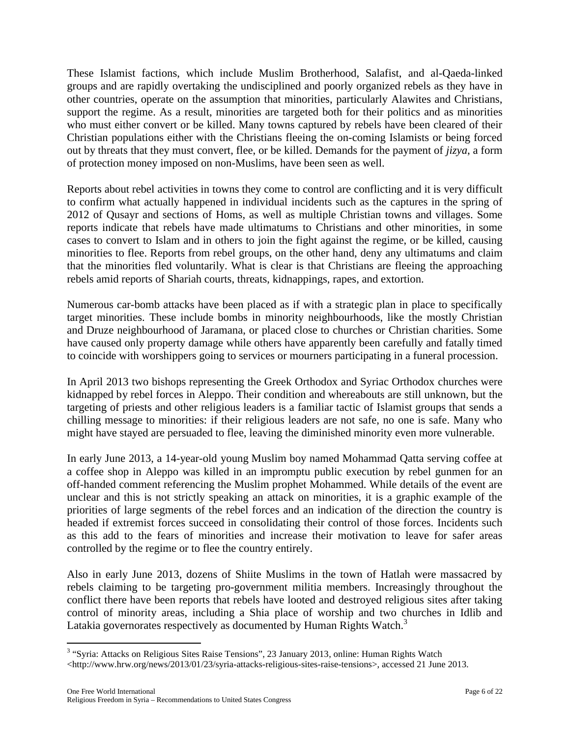These Islamist factions, which include Muslim Brotherhood, Salafist, and al-Qaeda-linked groups and are rapidly overtaking the undisciplined and poorly organized rebels as they have in other countries, operate on the assumption that minorities, particularly Alawites and Christians, support the regime. As a result, minorities are targeted both for their politics and as minorities who must either convert or be killed. Many towns captured by rebels have been cleared of their Christian populations either with the Christians fleeing the on-coming Islamists or being forced out by threats that they must convert, flee, or be killed. Demands for the payment of *jizya*, a form of protection money imposed on non-Muslims, have been seen as well.

Reports about rebel activities in towns they come to control are conflicting and it is very difficult to confirm what actually happened in individual incidents such as the captures in the spring of 2012 of Qusayr and sections of Homs, as well as multiple Christian towns and villages. Some reports indicate that rebels have made ultimatums to Christians and other minorities, in some cases to convert to Islam and in others to join the fight against the regime, or be killed, causing minorities to flee. Reports from rebel groups, on the other hand, deny any ultimatums and claim that the minorities fled voluntarily. What is clear is that Christians are fleeing the approaching rebels amid reports of Shariah courts, threats, kidnappings, rapes, and extortion.

Numerous car-bomb attacks have been placed as if with a strategic plan in place to specifically target minorities. These include bombs in minority neighbourhoods, like the mostly Christian and Druze neighbourhood of Jaramana, or placed close to churches or Christian charities. Some have caused only property damage while others have apparently been carefully and fatally timed to coincide with worshippers going to services or mourners participating in a funeral procession.

In April 2013 two bishops representing the Greek Orthodox and Syriac Orthodox churches were kidnapped by rebel forces in Aleppo. Their condition and whereabouts are still unknown, but the targeting of priests and other religious leaders is a familiar tactic of Islamist groups that sends a chilling message to minorities: if their religious leaders are not safe, no one is safe. Many who might have stayed are persuaded to flee, leaving the diminished minority even more vulnerable.

In early June 2013, a 14-year-old young Muslim boy named Mohammad Qatta serving coffee at a coffee shop in Aleppo was killed in an impromptu public execution by rebel gunmen for an off-handed comment referencing the Muslim prophet Mohammed. While details of the event are unclear and this is not strictly speaking an attack on minorities, it is a graphic example of the priorities of large segments of the rebel forces and an indication of the direction the country is headed if extremist forces succeed in consolidating their control of those forces. Incidents such as this add to the fears of minorities and increase their motivation to leave for safer areas controlled by the regime or to flee the country entirely.

Also in early June 2013, dozens of Shiite Muslims in the town of Hatlah were massacred by rebels claiming to be targeting pro-government militia members. Increasingly throughout the conflict there have been reports that rebels have looted and destroyed religious sites after taking control of minority areas, including a Shia place of worship and two churches in Idlib and Latakia governorates respectively as documented by Human Rights Watch.[3]

---

[3] "Syria: Attacks on Religious Sites Raise Tensions", 23 January 2013, online: Human Rights Watch <http://www.hrw.org/news/2013/01/23/syria-attacks-religious-sites-raise-tensions>, accessed 21 June 2013.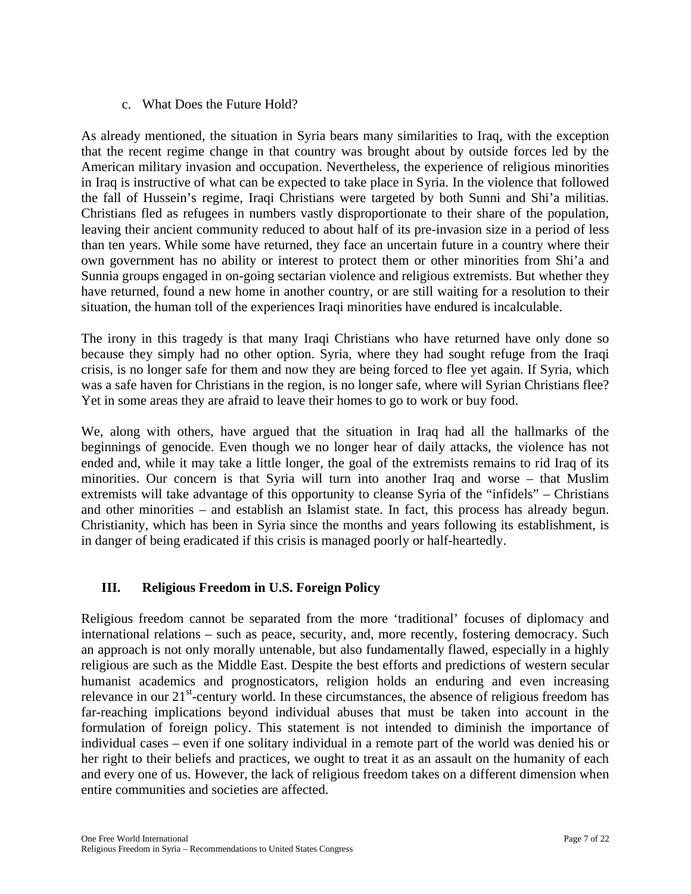c. What Does the Future Hold?

As already mentioned, the situation in Syria bears many similarities to Iraq, with the exception that the recent regime change in that country was brought about by outside forces led by the American military invasion and occupation. Nevertheless, the experience of religious minorities in Iraq is instructive of what can be expected to take place in Syria. In the violence that followed the fall of Hussein's regime, Iraqi Christians were targeted by both Sunni and Shi'a militias. Christians fled as refugees in numbers vastly disproportionate to their share of the population, leaving their ancient community reduced to about half of its pre-invasion size in a period of less than ten years. While some have returned, they face an uncertain future in a country where their own government has no ability or interest to protect them or other minorities from Shi'a and Sunnia groups engaged in on-going sectarian violence and religious extremists. But whether they have returned, found a new home in another country, or are still waiting for a resolution to their situation, the human toll of the experiences Iraqi minorities have endured is incalculable.

The irony in this tragedy is that many Iraqi Christians who have returned have only done so because they simply had no other option. Syria, where they had sought refuge from the Iraqi crisis, is no longer safe for them and now they are being forced to flee yet again. If Syria, which was a safe haven for Christians in the region, is no longer safe, where will Syrian Christians flee? Yet in some areas they are afraid to leave their homes to go to work or buy food.

We, along with others, have argued that the situation in Iraq had all the hallmarks of the beginnings of genocide. Even though we no longer hear of daily attacks, the violence has not ended and, while it may take a little longer, the goal of the extremists remains to rid Iraq of its minorities. Our concern is that Syria will turn into another Iraq and worse – that Muslim extremists will take advantage of this opportunity to cleanse Syria of the "infidels" – Christians and other minorities – and establish an Islamist state. In fact, this process has already begun. Christianity, which has been in Syria since the months and years following its establishment, is in danger of being eradicated if this crisis is managed poorly or half-heartedly.

## III. Religious Freedom in U.S. Foreign Policy

Religious freedom cannot be separated from the more 'traditional' focuses of diplomacy and international relations – such as peace, security, and, more recently, fostering democracy. Such an approach is not only morally untenable, but also fundamentally flawed, especially in a highly religious are such as the Middle East. Despite the best efforts and predictions of western secular humanist academics and prognosticators, religion holds an enduring and even increasing relevance in our 21st-century world. In these circumstances, the absence of religious freedom has far-reaching implications beyond individual abuses that must be taken into account in the formulation of foreign policy. This statement is not intended to diminish the importance of individual cases – even if one solitary individual in a remote part of the world was denied his or her right to their beliefs and practices, we ought to treat it as an assault on the humanity of each and every one of us. However, the lack of religious freedom takes on a different dimension when entire communities and societies are affected.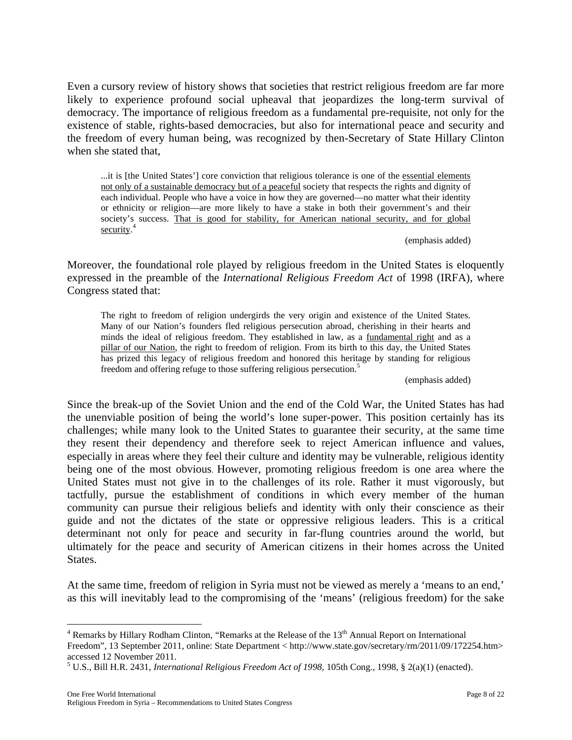Even a cursory review of history shows that societies that restrict religious freedom are far more likely to experience profound social upheaval that jeopardizes the long-term survival of democracy. The importance of religious freedom as a fundamental pre-requisite, not only for the existence of stable, rights-based democracies, but also for international peace and security and the freedom of every human being, was recognized by then-Secretary of State Hillary Clinton when she stated that,

> ...it is [the United States'] core conviction that religious tolerance is one of the <u>essential elements not only of a sustainable democracy but of a peaceful</u> society that respects the rights and dignity of each individual. People who have a voice in how they are governed—no matter what their identity or ethnicity or religion—are more likely to have a stake in both their government's and their society's success. <u>That is good for stability, for American national security, and for global security</u>.[4]
>
> (emphasis added)

Moreover, the foundational role played by religious freedom in the United States is eloquently expressed in the preamble of the *International Religious Freedom Act* of 1998 (IRFA), where Congress stated that:

> The right to freedom of religion undergirds the very origin and existence of the United States. Many of our Nation's founders fled religious persecution abroad, cherishing in their hearts and minds the ideal of religious freedom. They established in law, as a <u>fundamental right</u> and as a <u>pillar of our Nation</u>, the right to freedom of religion. From its birth to this day, the United States has prized this legacy of religious freedom and honored this heritage by standing for religious freedom and offering refuge to those suffering religious persecution.[5]
>
> (emphasis added)

Since the break-up of the Soviet Union and the end of the Cold War, the United States has had the unenviable position of being the world's lone super-power. This position certainly has its challenges; while many look to the United States to guarantee their security, at the same time they resent their dependency and therefore seek to reject American influence and values, especially in areas where they feel their culture and identity may be vulnerable, religious identity being one of the most obvious. However, promoting religious freedom is one area where the United States must not give in to the challenges of its role. Rather it must vigorously, but tactfully, pursue the establishment of conditions in which every member of the human community can pursue their religious beliefs and identity with only their conscience as their guide and not the dictates of the state or oppressive religious leaders. This is a critical determinant not only for peace and security in far-flung countries around the world, but ultimately for the peace and security of American citizens in their homes across the United States.

At the same time, freedom of religion in Syria must not be viewed as merely a 'means to an end,' as this will inevitably lead to the compromising of the 'means' (religious freedom) for the sake

---

[4] Remarks by Hillary Rodham Clinton, "Remarks at the Release of the 13th Annual Report on International Freedom", 13 September 2011, online: State Department < http://www.state.gov/secretary/rm/2011/09/172254.htm> accessed 12 November 2011.

[5] U.S., Bill H.R. 2431, *International Religious Freedom Act of 1998*, 105th Cong., 1998, § 2(a)(1) (enacted).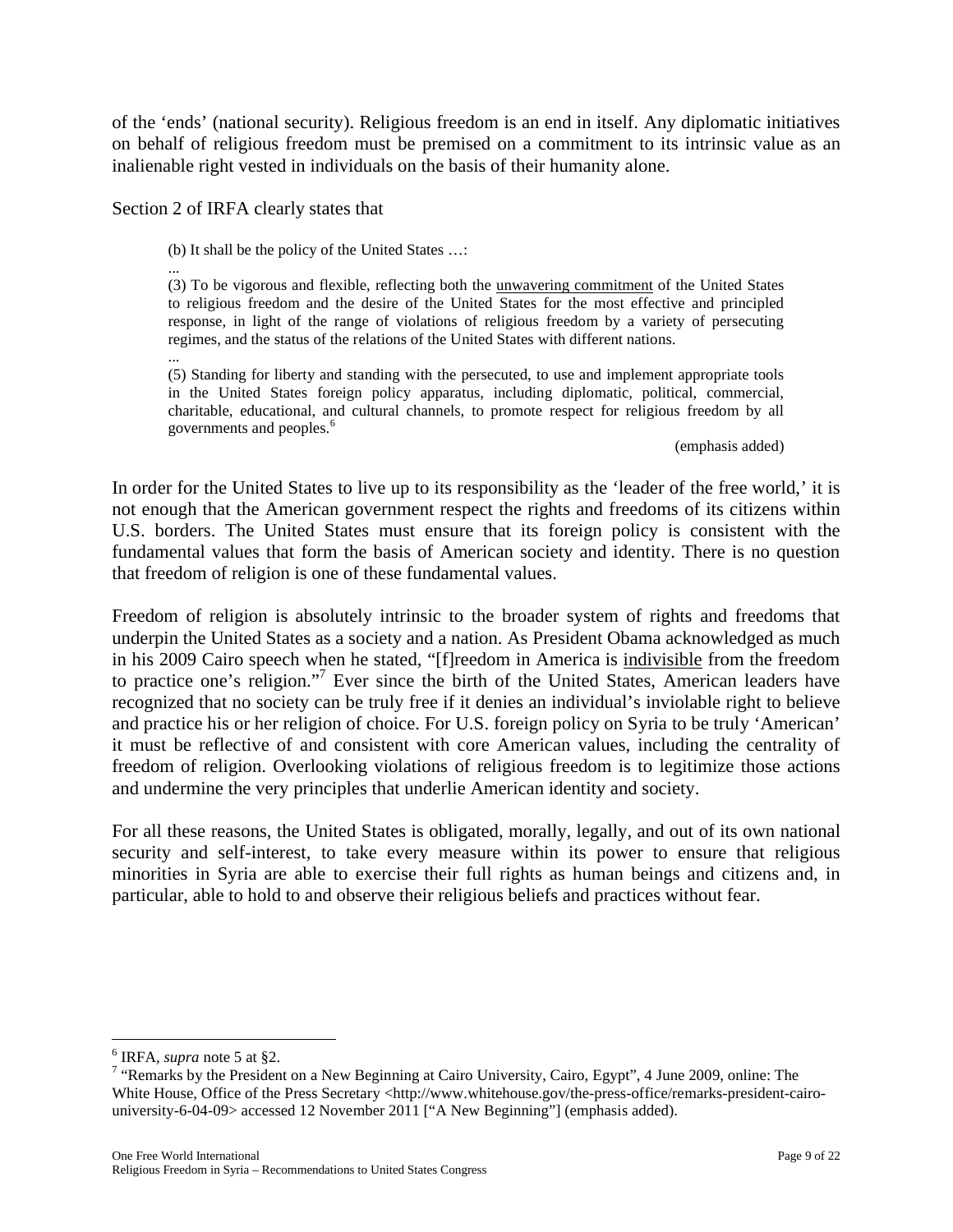of the 'ends' (national security). Religious freedom is an end in itself. Any diplomatic initiatives on behalf of religious freedom must be premised on a commitment to its intrinsic value as an inalienable right vested in individuals on the basis of their humanity alone.

Section 2 of IRFA clearly states that

> (b) It shall be the policy of the United States …:
>
> ...
>
> (3) To be vigorous and flexible, reflecting both the <u>unwavering commitment</u> of the United States to religious freedom and the desire of the United States for the most effective and principled response, in light of the range of violations of religious freedom by a variety of persecuting regimes, and the status of the relations of the United States with different nations.
>
> ...
>
> (5) Standing for liberty and standing with the persecuted, to use and implement appropriate tools in the United States foreign policy apparatus, including diplomatic, political, commercial, charitable, educational, and cultural channels, to promote respect for religious freedom by all governments and peoples.[6]
>
> (emphasis added)

In order for the United States to live up to its responsibility as the 'leader of the free world,' it is not enough that the American government respect the rights and freedoms of its citizens within U.S. borders. The United States must ensure that its foreign policy is consistent with the fundamental values that form the basis of American society and identity. There is no question that freedom of religion is one of these fundamental values.

Freedom of religion is absolutely intrinsic to the broader system of rights and freedoms that underpin the United States as a society and a nation. As President Obama acknowledged as much in his 2009 Cairo speech when he stated, "[f]reedom in America is <u>indivisible</u> from the freedom to practice one's religion."[7] Ever since the birth of the United States, American leaders have recognized that no society can be truly free if it denies an individual's inviolable right to believe and practice his or her religion of choice. For U.S. foreign policy on Syria to be truly 'American' it must be reflective of and consistent with core American values, including the centrality of freedom of religion. Overlooking violations of religious freedom is to legitimize those actions and undermine the very principles that underlie American identity and society.

For all these reasons, the United States is obligated, morally, legally, and out of its own national security and self-interest, to take every measure within its power to ensure that religious minorities in Syria are able to exercise their full rights as human beings and citizens and, in particular, able to hold to and observe their religious beliefs and practices without fear.

---

[6] IRFA, *supra* note 5 at §2.

[7] "Remarks by the President on a New Beginning at Cairo University, Cairo, Egypt", 4 June 2009, online: The White House, Office of the Press Secretary <http://www.whitehouse.gov/the-press-office/remarks-president-cairo-university-6-04-09> accessed 12 November 2011 ["A New Beginning"] (emphasis added).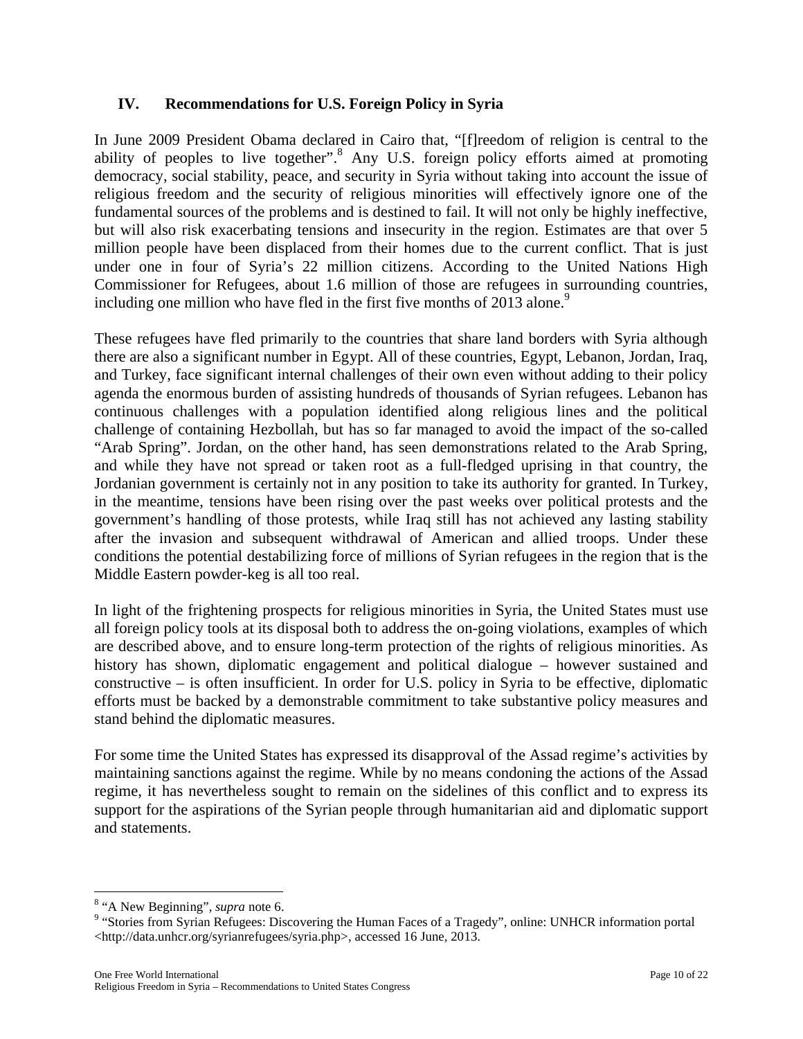## IV. Recommendations for U.S. Foreign Policy in Syria

In June 2009 President Obama declared in Cairo that, "[f]reedom of religion is central to the ability of peoples to live together".[8] Any U.S. foreign policy efforts aimed at promoting democracy, social stability, peace, and security in Syria without taking into account the issue of religious freedom and the security of religious minorities will effectively ignore one of the fundamental sources of the problems and is destined to fail. It will not only be highly ineffective, but will also risk exacerbating tensions and insecurity in the region. Estimates are that over 5 million people have been displaced from their homes due to the current conflict. That is just under one in four of Syria's 22 million citizens. According to the United Nations High Commissioner for Refugees, about 1.6 million of those are refugees in surrounding countries, including one million who have fled in the first five months of 2013 alone.[9]

These refugees have fled primarily to the countries that share land borders with Syria although there are also a significant number in Egypt. All of these countries, Egypt, Lebanon, Jordan, Iraq, and Turkey, face significant internal challenges of their own even without adding to their policy agenda the enormous burden of assisting hundreds of thousands of Syrian refugees. Lebanon has continuous challenges with a population identified along religious lines and the political challenge of containing Hezbollah, but has so far managed to avoid the impact of the so-called "Arab Spring". Jordan, on the other hand, has seen demonstrations related to the Arab Spring, and while they have not spread or taken root as a full-fledged uprising in that country, the Jordanian government is certainly not in any position to take its authority for granted. In Turkey, in the meantime, tensions have been rising over the past weeks over political protests and the government's handling of those protests, while Iraq still has not achieved any lasting stability after the invasion and subsequent withdrawal of American and allied troops. Under these conditions the potential destabilizing force of millions of Syrian refugees in the region that is the Middle Eastern powder-keg is all too real.

In light of the frightening prospects for religious minorities in Syria, the United States must use all foreign policy tools at its disposal both to address the on-going violations, examples of which are described above, and to ensure long-term protection of the rights of religious minorities. As history has shown, diplomatic engagement and political dialogue – however sustained and constructive – is often insufficient. In order for U.S. policy in Syria to be effective, diplomatic efforts must be backed by a demonstrable commitment to take substantive policy measures and stand behind the diplomatic measures.

For some time the United States has expressed its disapproval of the Assad regime's activities by maintaining sanctions against the regime. While by no means condoning the actions of the Assad regime, it has nevertheless sought to remain on the sidelines of this conflict and to express its support for the aspirations of the Syrian people through humanitarian aid and diplomatic support and statements.

---

[8] "A New Beginning", *supra* note 6.

[9] "Stories from Syrian Refugees: Discovering the Human Faces of a Tragedy", online: UNHCR information portal <http://data.unhcr.org/syrianrefugees/syria.php>, accessed 16 June, 2013.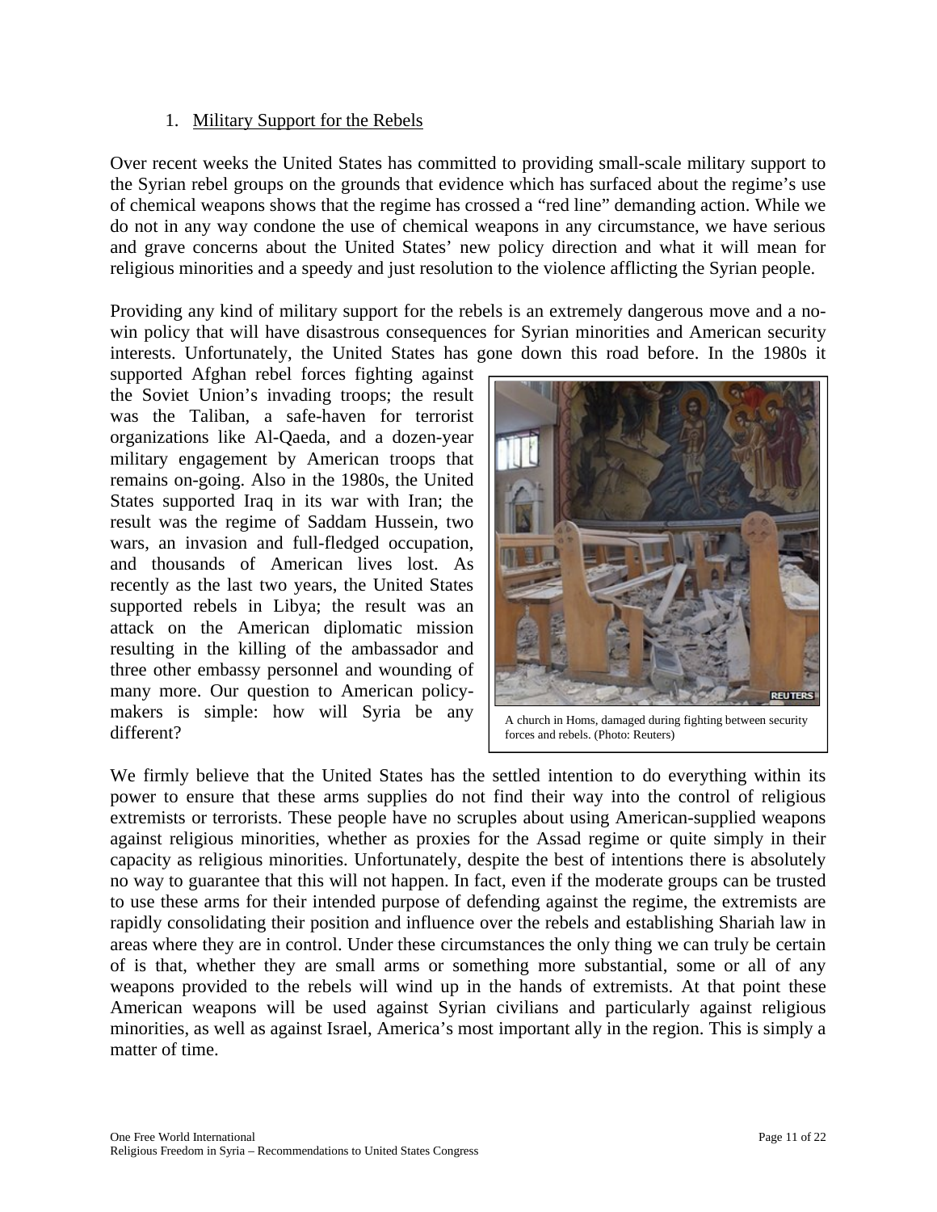1. Military Support for the Rebels

Over recent weeks the United States has committed to providing small-scale military support to the Syrian rebel groups on the grounds that evidence which has surfaced about the regime's use of chemical weapons shows that the regime has crossed a "red line" demanding action. While we do not in any way condone the use of chemical weapons in any circumstance, we have serious and grave concerns about the United States' new policy direction and what it will mean for religious minorities and a speedy and just resolution to the violence afflicting the Syrian people.

Providing any kind of military support for the rebels is an extremely dangerous move and a no-win policy that will have disastrous consequences for Syrian minorities and American security interests. Unfortunately, the United States has gone down this road before. In the 1980s it supported Afghan rebel forces fighting against the Soviet Union's invading troops; the result was the Taliban, a safe-haven for terrorist organizations like Al-Qaeda, and a dozen-year military engagement by American troops that remains on-going. Also in the 1980s, the United States supported Iraq in its war with Iran; the result was the regime of Saddam Hussein, two wars, an invasion and full-fledged occupation, and thousands of American lives lost. As recently as the last two years, the United States supported rebels in Libya; the result was an attack on the American diplomatic mission resulting in the killing of the ambassador and three other embassy personnel and wounding of many more. Our question to American policy-makers is simple: how will Syria be any different?

A church in Homs, damaged during fighting between security forces and rebels. (Photo: Reuters)

We firmly believe that the United States has the settled intention to do everything within its power to ensure that these arms supplies do not find their way into the control of religious extremists or terrorists. These people have no scruples about using American-supplied weapons against religious minorities, whether as proxies for the Assad regime or quite simply in their capacity as religious minorities. Unfortunately, despite the best of intentions there is absolutely no way to guarantee that this will not happen. In fact, even if the moderate groups can be trusted to use these arms for their intended purpose of defending against the regime, the extremists are rapidly consolidating their position and influence over the rebels and establishing Shariah law in areas where they are in control. Under these circumstances the only thing we can truly be certain of is that, whether they are small arms or something more substantial, some or all of any weapons provided to the rebels will wind up in the hands of extremists. At that point these American weapons will be used against Syrian civilians and particularly against religious minorities, as well as against Israel, America's most important ally in the region. This is simply a matter of time.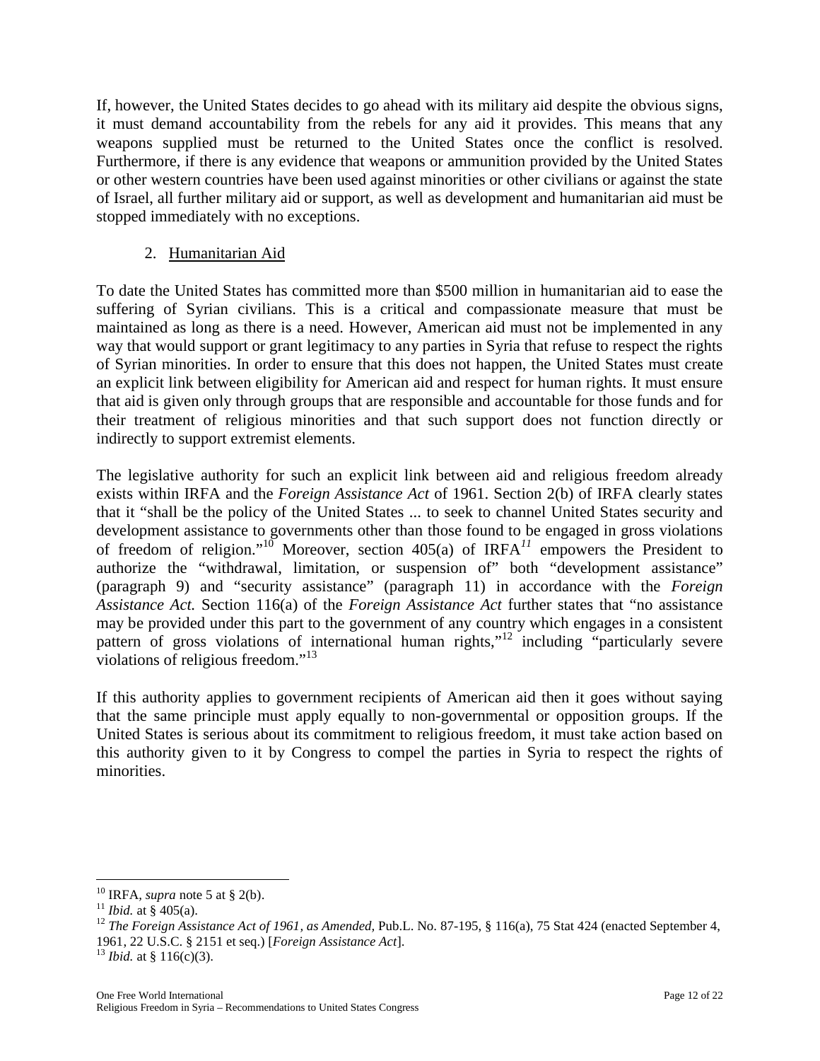If, however, the United States decides to go ahead with its military aid despite the obvious signs, it must demand accountability from the rebels for any aid it provides. This means that any weapons supplied must be returned to the United States once the conflict is resolved. Furthermore, if there is any evidence that weapons or ammunition provided by the United States or other western countries have been used against minorities or other civilians or against the state of Israel, all further military aid or support, as well as development and humanitarian aid must be stopped immediately with no exceptions.

2. Humanitarian Aid

To date the United States has committed more than $500 million in humanitarian aid to ease the suffering of Syrian civilians. This is a critical and compassionate measure that must be maintained as long as there is a need. However, American aid must not be implemented in any way that would support or grant legitimacy to any parties in Syria that refuse to respect the rights of Syrian minorities. In order to ensure that this does not happen, the United States must create an explicit link between eligibility for American aid and respect for human rights. It must ensure that aid is given only through groups that are responsible and accountable for those funds and for their treatment of religious minorities and that such support does not function directly or indirectly to support extremist elements.

The legislative authority for such an explicit link between aid and religious freedom already exists within IRFA and the *Foreign Assistance Act* of 1961. Section 2(b) of IRFA clearly states that it "shall be the policy of the United States ... to seek to channel United States security and development assistance to governments other than those found to be engaged in gross violations of freedom of religion."[10] Moreover, section 405(a) of IRFA[11] empowers the President to authorize the "withdrawal, limitation, or suspension of" both "development assistance" (paragraph 9) and "security assistance" (paragraph 11) in accordance with the *Foreign Assistance Act.* Section 116(a) of the *Foreign Assistance Act* further states that "no assistance may be provided under this part to the government of any country which engages in a consistent pattern of gross violations of international human rights,"[12] including "particularly severe violations of religious freedom."[13]

If this authority applies to government recipients of American aid then it goes without saying that the same principle must apply equally to non-governmental or opposition groups. If the United States is serious about its commitment to religious freedom, it must take action based on this authority given to it by Congress to compel the parties in Syria to respect the rights of minorities.

---

[10] IRFA, *supra* note 5 at § 2(b).

[11] *Ibid.* at § 405(a).

[12] *The Foreign Assistance Act of 1961, as Amended,* Pub.L. No. 87-195, § 116(a), 75 Stat 424 (enacted September 4, 1961, 22 U.S.C. § 2151 et seq.) [*Foreign Assistance Act*].

[13] *Ibid.* at § 116(c)(3).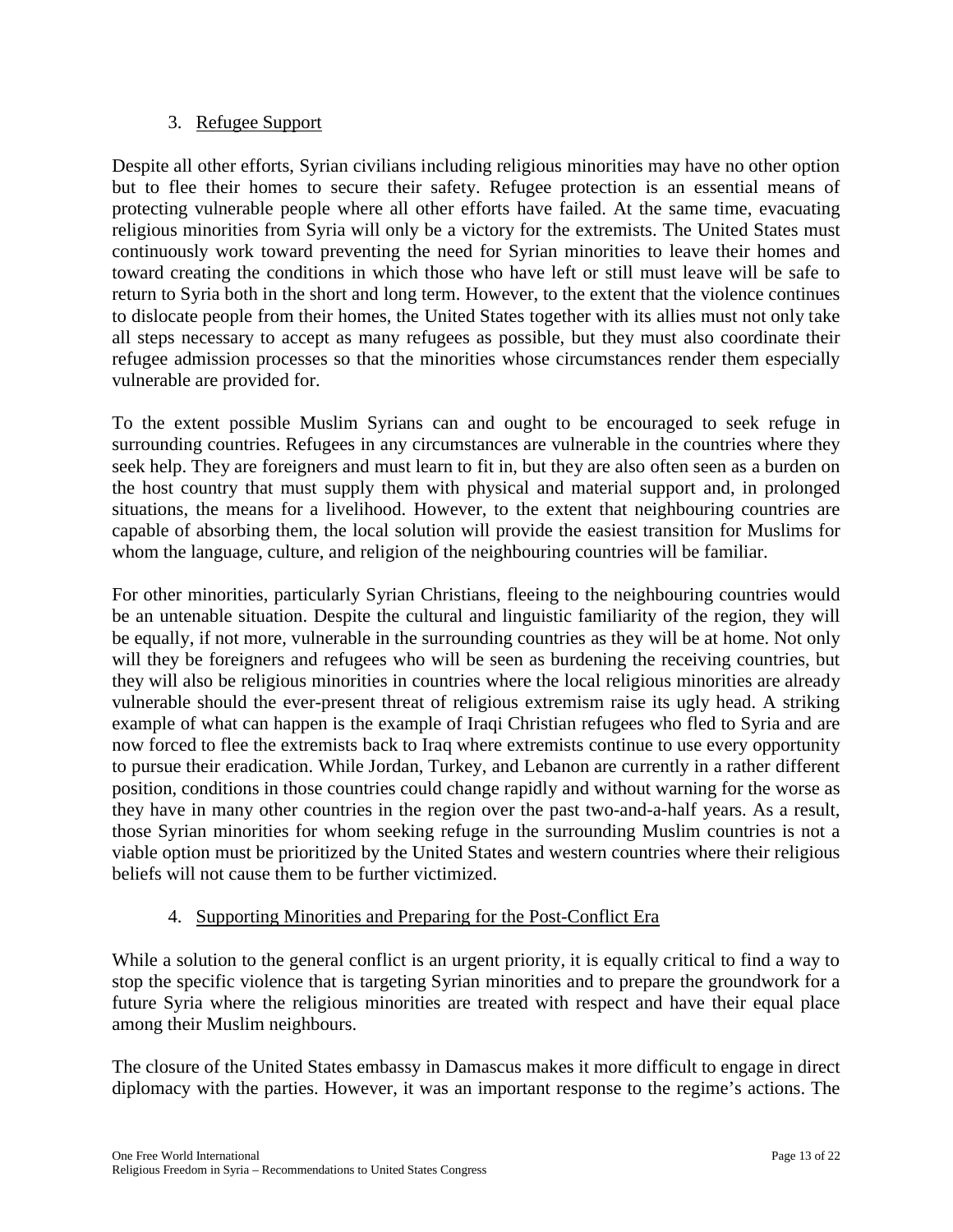### 3. Refugee Support

Despite all other efforts, Syrian civilians including religious minorities may have no other option but to flee their homes to secure their safety. Refugee protection is an essential means of protecting vulnerable people where all other efforts have failed. At the same time, evacuating religious minorities from Syria will only be a victory for the extremists. The United States must continuously work toward preventing the need for Syrian minorities to leave their homes and toward creating the conditions in which those who have left or still must leave will be safe to return to Syria both in the short and long term. However, to the extent that the violence continues to dislocate people from their homes, the United States together with its allies must not only take all steps necessary to accept as many refugees as possible, but they must also coordinate their refugee admission processes so that the minorities whose circumstances render them especially vulnerable are provided for.

To the extent possible Muslim Syrians can and ought to be encouraged to seek refuge in surrounding countries. Refugees in any circumstances are vulnerable in the countries where they seek help. They are foreigners and must learn to fit in, but they are also often seen as a burden on the host country that must supply them with physical and material support and, in prolonged situations, the means for a livelihood. However, to the extent that neighbouring countries are capable of absorbing them, the local solution will provide the easiest transition for Muslims for whom the language, culture, and religion of the neighbouring countries will be familiar.

For other minorities, particularly Syrian Christians, fleeing to the neighbouring countries would be an untenable situation. Despite the cultural and linguistic familiarity of the region, they will be equally, if not more, vulnerable in the surrounding countries as they will be at home. Not only will they be foreigners and refugees who will be seen as burdening the receiving countries, but they will also be religious minorities in countries where the local religious minorities are already vulnerable should the ever-present threat of religious extremism raise its ugly head. A striking example of what can happen is the example of Iraqi Christian refugees who fled to Syria and are now forced to flee the extremists back to Iraq where extremists continue to use every opportunity to pursue their eradication. While Jordan, Turkey, and Lebanon are currently in a rather different position, conditions in those countries could change rapidly and without warning for the worse as they have in many other countries in the region over the past two-and-a-half years. As a result, those Syrian minorities for whom seeking refuge in the surrounding Muslim countries is not a viable option must be prioritized by the United States and western countries where their religious beliefs will not cause them to be further victimized.

### 4. Supporting Minorities and Preparing for the Post-Conflict Era

While a solution to the general conflict is an urgent priority, it is equally critical to find a way to stop the specific violence that is targeting Syrian minorities and to prepare the groundwork for a future Syria where the religious minorities are treated with respect and have their equal place among their Muslim neighbours.

The closure of the United States embassy in Damascus makes it more difficult to engage in direct diplomacy with the parties. However, it was an important response to the regime's actions. The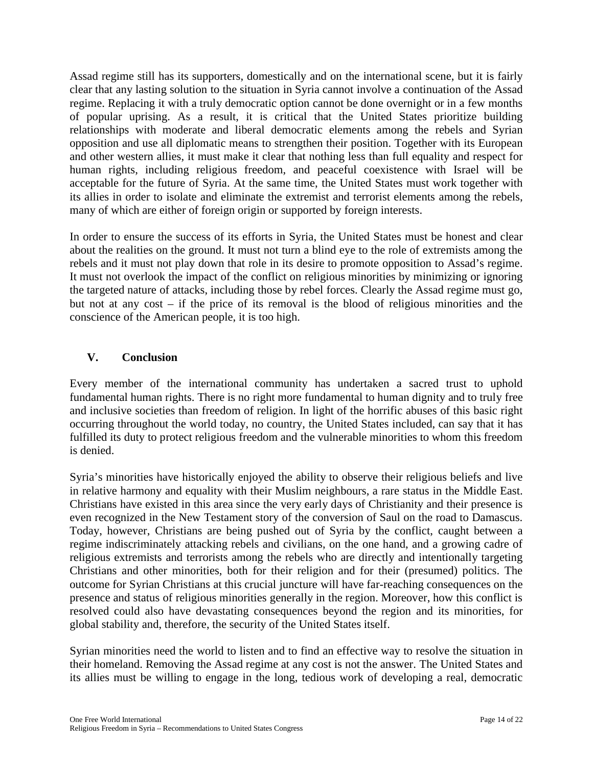Assad regime still has its supporters, domestically and on the international scene, but it is fairly clear that any lasting solution to the situation in Syria cannot involve a continuation of the Assad regime. Replacing it with a truly democratic option cannot be done overnight or in a few months of popular uprising. As a result, it is critical that the United States prioritize building relationships with moderate and liberal democratic elements among the rebels and Syrian opposition and use all diplomatic means to strengthen their position. Together with its European and other western allies, it must make it clear that nothing less than full equality and respect for human rights, including religious freedom, and peaceful coexistence with Israel will be acceptable for the future of Syria. At the same time, the United States must work together with its allies in order to isolate and eliminate the extremist and terrorist elements among the rebels, many of which are either of foreign origin or supported by foreign interests.

In order to ensure the success of its efforts in Syria, the United States must be honest and clear about the realities on the ground. It must not turn a blind eye to the role of extremists among the rebels and it must not play down that role in its desire to promote opposition to Assad's regime. It must not overlook the impact of the conflict on religious minorities by minimizing or ignoring the targeted nature of attacks, including those by rebel forces. Clearly the Assad regime must go, but not at any cost – if the price of its removal is the blood of religious minorities and the conscience of the American people, it is too high.

## V. Conclusion

Every member of the international community has undertaken a sacred trust to uphold fundamental human rights. There is no right more fundamental to human dignity and to truly free and inclusive societies than freedom of religion. In light of the horrific abuses of this basic right occurring throughout the world today, no country, the United States included, can say that it has fulfilled its duty to protect religious freedom and the vulnerable minorities to whom this freedom is denied.

Syria's minorities have historically enjoyed the ability to observe their religious beliefs and live in relative harmony and equality with their Muslim neighbours, a rare status in the Middle East. Christians have existed in this area since the very early days of Christianity and their presence is even recognized in the New Testament story of the conversion of Saul on the road to Damascus. Today, however, Christians are being pushed out of Syria by the conflict, caught between a regime indiscriminately attacking rebels and civilians, on the one hand, and a growing cadre of religious extremists and terrorists among the rebels who are directly and intentionally targeting Christians and other minorities, both for their religion and for their (presumed) politics. The outcome for Syrian Christians at this crucial juncture will have far-reaching consequences on the presence and status of religious minorities generally in the region. Moreover, how this conflict is resolved could also have devastating consequences beyond the region and its minorities, for global stability and, therefore, the security of the United States itself.

Syrian minorities need the world to listen and to find an effective way to resolve the situation in their homeland. Removing the Assad regime at any cost is not the answer. The United States and its allies must be willing to engage in the long, tedious work of developing a real, democratic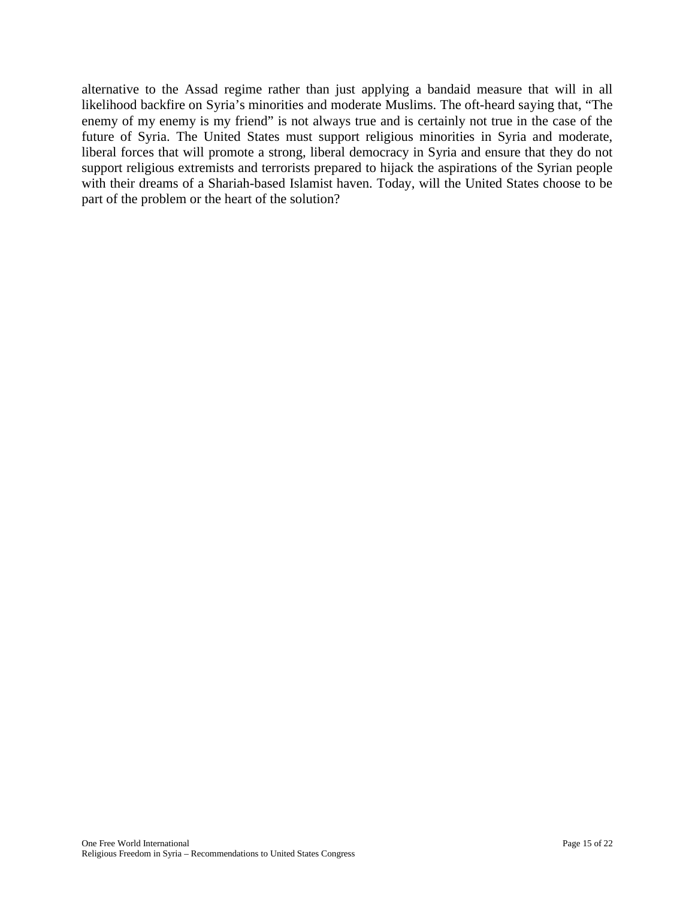alternative to the Assad regime rather than just applying a bandaid measure that will in all likelihood backfire on Syria's minorities and moderate Muslims. The oft-heard saying that, "The enemy of my enemy is my friend" is not always true and is certainly not true in the case of the future of Syria. The United States must support religious minorities in Syria and moderate, liberal forces that will promote a strong, liberal democracy in Syria and ensure that they do not support religious extremists and terrorists prepared to hijack the aspirations of the Syrian people with their dreams of a Shariah-based Islamist haven. Today, will the United States choose to be part of the problem or the heart of the solution?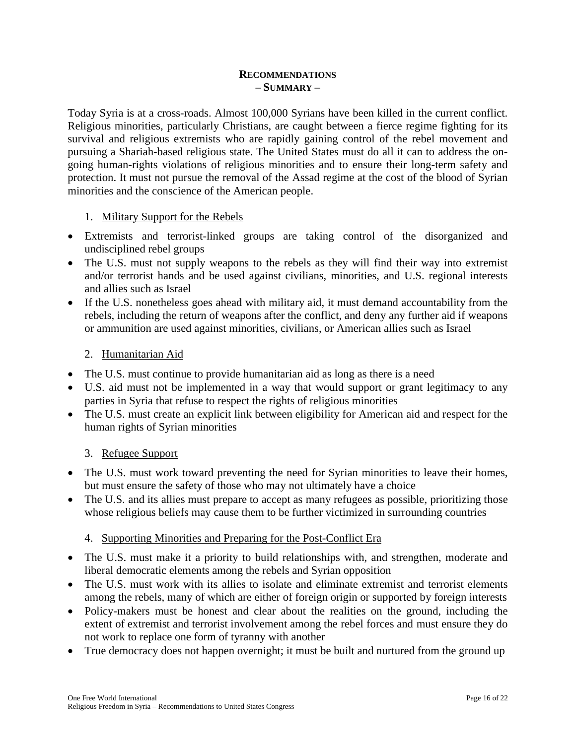## Recommendations
## – Summary –

Today Syria is at a cross-roads. Almost 100,000 Syrians have been killed in the current conflict. Religious minorities, particularly Christians, are caught between a fierce regime fighting for its survival and religious extremists who are rapidly gaining control of the rebel movement and pursuing a Shariah-based religious state. The United States must do all it can to address the on-going human-rights violations of religious minorities and to ensure their long-term safety and protection. It must not pursue the removal of the Assad regime at the cost of the blood of Syrian minorities and the conscience of the American people.

1. Military Support for the Rebels

- Extremists and terrorist-linked groups are taking control of the disorganized and undisciplined rebel groups
- The U.S. must not supply weapons to the rebels as they will find their way into extremist and/or terrorist hands and be used against civilians, minorities, and U.S. regional interests and allies such as Israel
- If the U.S. nonetheless goes ahead with military aid, it must demand accountability from the rebels, including the return of weapons after the conflict, and deny any further aid if weapons or ammunition are used against minorities, civilians, or American allies such as Israel

2. Humanitarian Aid

- The U.S. must continue to provide humanitarian aid as long as there is a need
- U.S. aid must not be implemented in a way that would support or grant legitimacy to any parties in Syria that refuse to respect the rights of religious minorities
- The U.S. must create an explicit link between eligibility for American aid and respect for the human rights of Syrian minorities

3. Refugee Support

- The U.S. must work toward preventing the need for Syrian minorities to leave their homes, but must ensure the safety of those who may not ultimately have a choice
- The U.S. and its allies must prepare to accept as many refugees as possible, prioritizing those whose religious beliefs may cause them to be further victimized in surrounding countries

4. Supporting Minorities and Preparing for the Post-Conflict Era

- The U.S. must make it a priority to build relationships with, and strengthen, moderate and liberal democratic elements among the rebels and Syrian opposition
- The U.S. must work with its allies to isolate and eliminate extremist and terrorist elements among the rebels, many of which are either of foreign origin or supported by foreign interests
- Policy-makers must be honest and clear about the realities on the ground, including the extent of extremist and terrorist involvement among the rebel forces and must ensure they do not work to replace one form of tyranny with another
- True democracy does not happen overnight; it must be built and nurtured from the ground up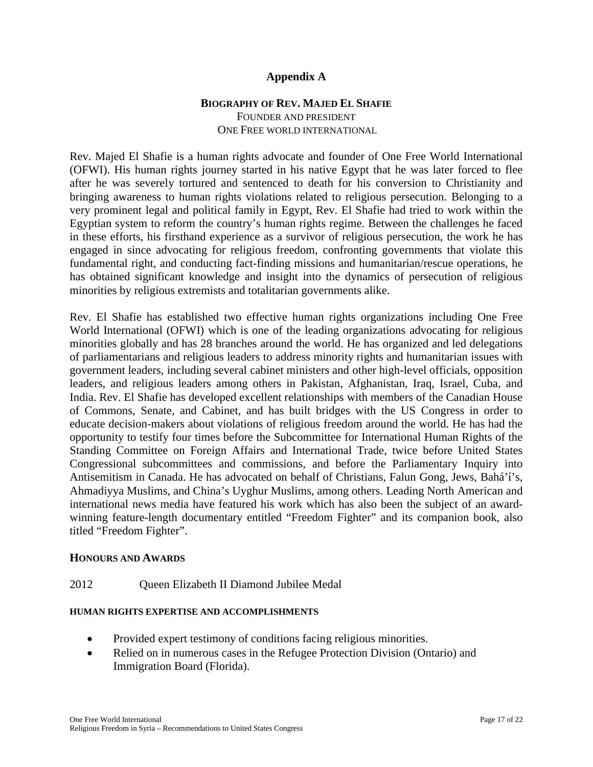# Appendix A

## Biography of Rev. Majed El Shafie

Founder and President

One Free World International

Rev. Majed El Shafie is a human rights advocate and founder of One Free World International (OFWI). His human rights journey started in his native Egypt that he was later forced to flee after he was severely tortured and sentenced to death for his conversion to Christianity and bringing awareness to human rights violations related to religious persecution. Belonging to a very prominent legal and political family in Egypt, Rev. El Shafie had tried to work within the Egyptian system to reform the country's human rights regime. Between the challenges he faced in these efforts, his firsthand experience as a survivor of religious persecution, the work he has engaged in since advocating for religious freedom, confronting governments that violate this fundamental right, and conducting fact-finding missions and humanitarian/rescue operations, he has obtained significant knowledge and insight into the dynamics of persecution of religious minorities by religious extremists and totalitarian governments alike.

Rev. El Shafie has established two effective human rights organizations including One Free World International (OFWI) which is one of the leading organizations advocating for religious minorities globally and has 28 branches around the world. He has organized and led delegations of parliamentarians and religious leaders to address minority rights and humanitarian issues with government leaders, including several cabinet ministers and other high-level officials, opposition leaders, and religious leaders among others in Pakistan, Afghanistan, Iraq, Israel, Cuba, and India. Rev. El Shafie has developed excellent relationships with members of the Canadian House of Commons, Senate, and Cabinet, and has built bridges with the US Congress in order to educate decision-makers about violations of religious freedom around the world. He has had the opportunity to testify four times before the Subcommittee for International Human Rights of the Standing Committee on Foreign Affairs and International Trade, twice before United States Congressional subcommittees and commissions, and before the Parliamentary Inquiry into Antisemitism in Canada. He has advocated on behalf of Christians, Falun Gong, Jews, Bahá'í's, Ahmadiyya Muslims, and China's Uyghur Muslims, among others. Leading North American and international news media have featured his work which has also been the subject of an award-winning feature-length documentary entitled "Freedom Fighter" and its companion book, also titled "Freedom Fighter".

### Honours and Awards

2012 Queen Elizabeth II Diamond Jubilee Medal

#### Human Rights Expertise and Accomplishments

- Provided expert testimony of conditions facing religious minorities.
- Relied on in numerous cases in the Refugee Protection Division (Ontario) and Immigration Board (Florida).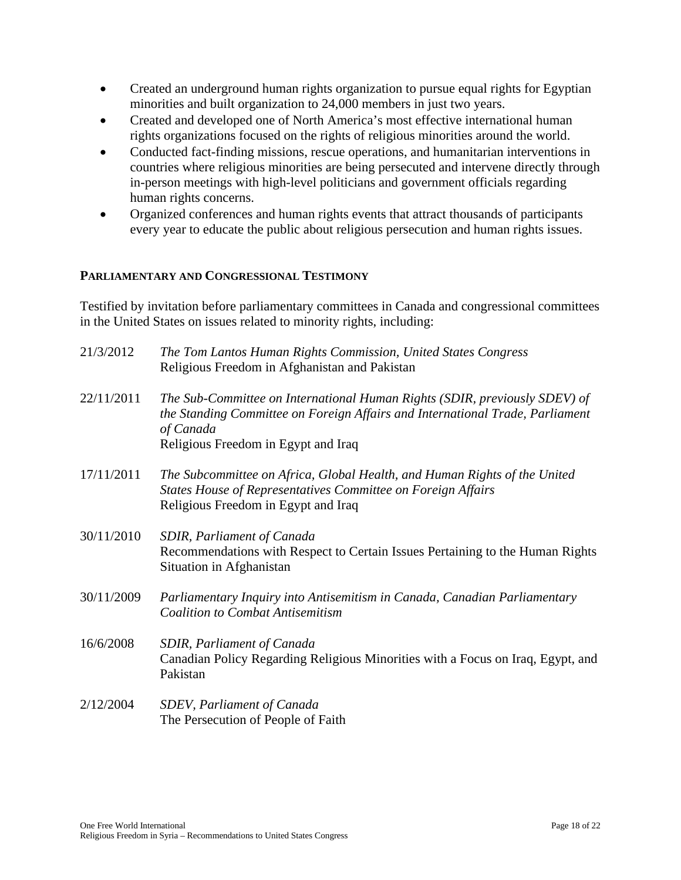- Created an underground human rights organization to pursue equal rights for Egyptian minorities and built organization to 24,000 members in just two years.
- Created and developed one of North America's most effective international human rights organizations focused on the rights of religious minorities around the world.
- Conducted fact-finding missions, rescue operations, and humanitarian interventions in countries where religious minorities are being persecuted and intervene directly through in-person meetings with high-level politicians and government officials regarding human rights concerns.
- Organized conferences and human rights events that attract thousands of participants every year to educate the public about religious persecution and human rights issues.

## PARLIAMENTARY AND CONGRESSIONAL TESTIMONY

Testified by invitation before parliamentary committees in Canada and congressional committees in the United States on issues related to minority rights, including:

21/3/2012 — *The Tom Lantos Human Rights Commission, United States Congress*
Religious Freedom in Afghanistan and Pakistan

22/11/2011 — *The Sub-Committee on International Human Rights (SDIR, previously SDEV) of the Standing Committee on Foreign Affairs and International Trade, Parliament of Canada*
Religious Freedom in Egypt and Iraq

17/11/2011 — *The Subcommittee on Africa, Global Health, and Human Rights of the United States House of Representatives Committee on Foreign Affairs*
Religious Freedom in Egypt and Iraq

30/11/2010 — *SDIR, Parliament of Canada*
Recommendations with Respect to Certain Issues Pertaining to the Human Rights Situation in Afghanistan

30/11/2009 — *Parliamentary Inquiry into Antisemitism in Canada, Canadian Parliamentary Coalition to Combat Antisemitism*

16/6/2008 — *SDIR, Parliament of Canada*
Canadian Policy Regarding Religious Minorities with a Focus on Iraq, Egypt, and Pakistan

2/12/2004 — *SDEV, Parliament of Canada*
The Persecution of People of Faith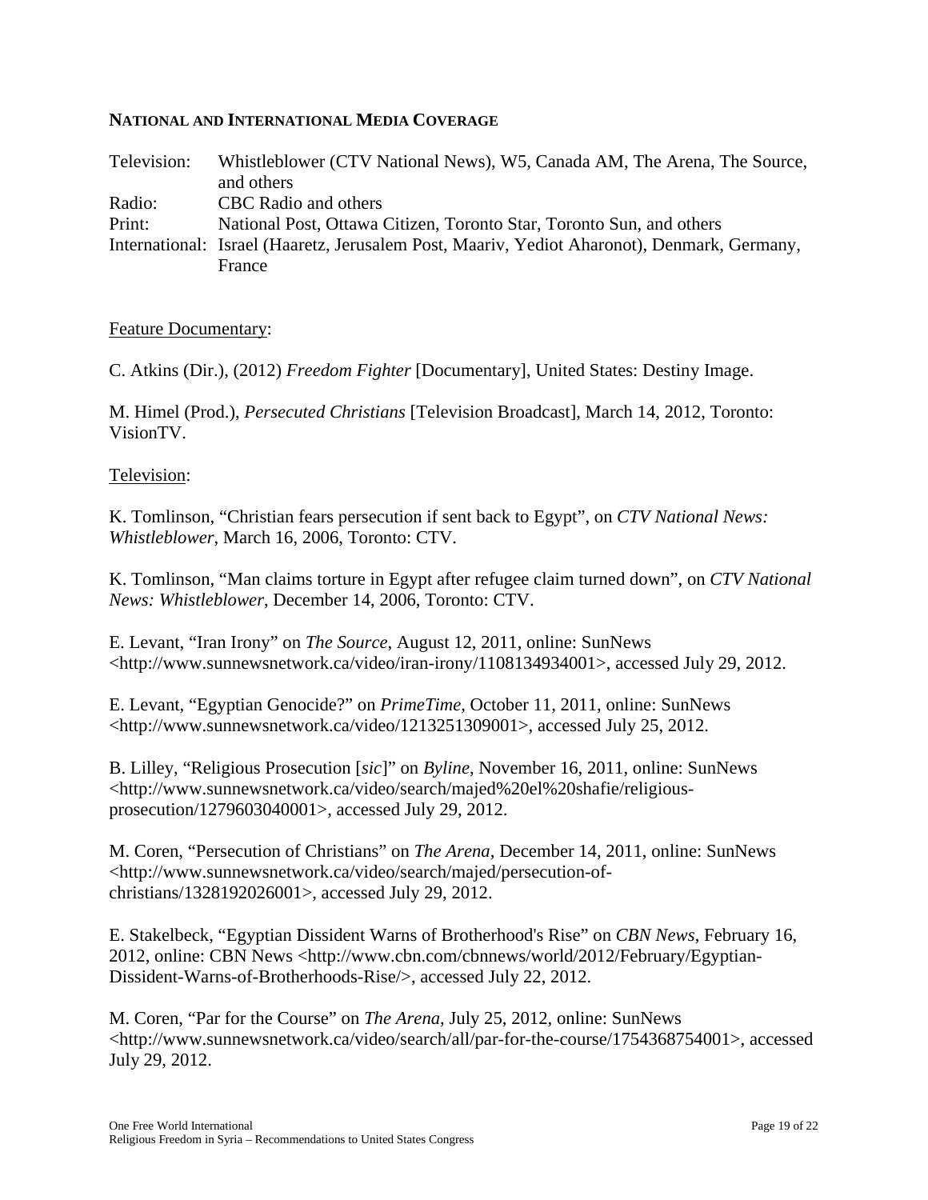**NATIONAL AND INTERNATIONAL MEDIA COVERAGE**

| | |
|---|---|
| Television: | Whistleblower (CTV National News), W5, Canada AM, The Arena, The Source, and others |
| Radio: | CBC Radio and others |
| Print: | National Post, Ottawa Citizen, Toronto Star, Toronto Sun, and others |
| International: | Israel (Haaretz, Jerusalem Post, Maariv, Yediot Aharonot), Denmark, Germany, France |

<u>Feature Documentary</u>:

C. Atkins (Dir.), (2012) *Freedom Fighter* [Documentary], United States: Destiny Image.

M. Himel (Prod.), *Persecuted Christians* [Television Broadcast], March 14, 2012, Toronto: VisionTV.

<u>Television</u>:

K. Tomlinson, "Christian fears persecution if sent back to Egypt", on *CTV National News: Whistleblower*, March 16, 2006, Toronto: CTV.

K. Tomlinson, "Man claims torture in Egypt after refugee claim turned down", on *CTV National News: Whistleblower*, December 14, 2006, Toronto: CTV.

E. Levant, "Iran Irony" on *The Source*, August 12, 2011, online: SunNews <http://www.sunnewsnetwork.ca/video/iran-irony/1108134934001>, accessed July 29, 2012.

E. Levant, "Egyptian Genocide?" on *PrimeTime*, October 11, 2011, online: SunNews <http://www.sunnewsnetwork.ca/video/1213251309001>, accessed July 25, 2012.

B. Lilley, "Religious Prosecution [*sic*]" on *Byline*, November 16, 2011, online: SunNews <http://www.sunnewsnetwork.ca/video/search/majed%20el%20shafie/religious-prosecution/1279603040001>, accessed July 29, 2012.

M. Coren, "Persecution of Christians" on *The Arena*, December 14, 2011, online: SunNews <http://www.sunnewsnetwork.ca/video/search/majed/persecution-of-christians/1328192026001>, accessed July 29, 2012.

E. Stakelbeck, "Egyptian Dissident Warns of Brotherhood's Rise" on *CBN News*, February 16, 2012, online: CBN News <http://www.cbn.com/cbnnews/world/2012/February/Egyptian-Dissident-Warns-of-Brotherhoods-Rise/>, accessed July 22, 2012.

M. Coren, "Par for the Course" on *The Arena*, July 25, 2012, online: SunNews <http://www.sunnewsnetwork.ca/video/search/all/par-for-the-course/1754368754001>, accessed July 29, 2012.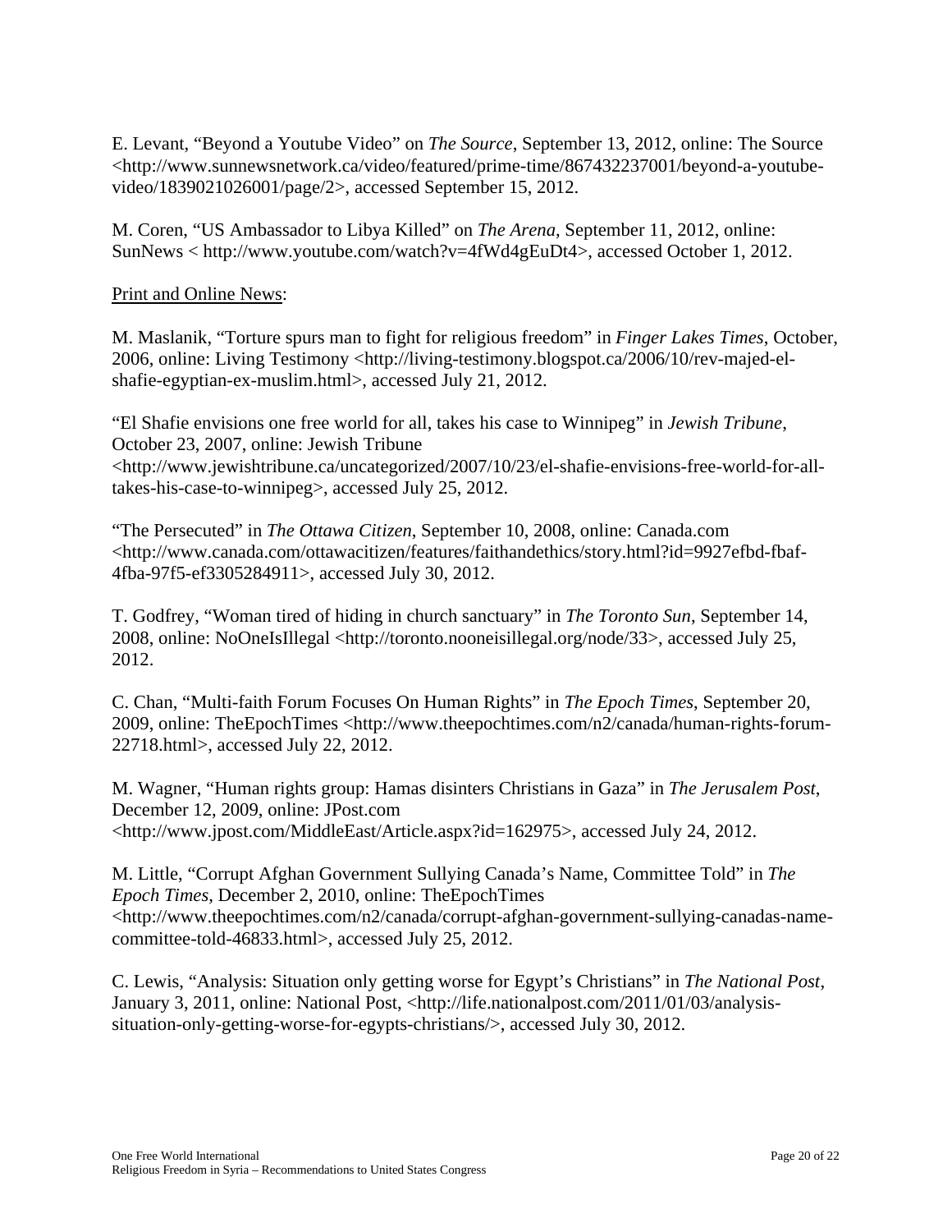E. Levant, "Beyond a Youtube Video" on *The Source*, September 13, 2012, online: The Source <http://www.sunnewsnetwork.ca/video/featured/prime-time/867432237001/beyond-a-youtube-video/1839021026001/page/2>, accessed September 15, 2012.

M. Coren, "US Ambassador to Libya Killed" on *The Arena*, September 11, 2012, online: SunNews < http://www.youtube.com/watch?v=4fWd4gEuDt4>, accessed October 1, 2012.

<u>Print and Online News</u>:

M. Maslanik, "Torture spurs man to fight for religious freedom" in *Finger Lakes Times*, October, 2006, online: Living Testimony <http://living-testimony.blogspot.ca/2006/10/rev-majed-el-shafie-egyptian-ex-muslim.html>, accessed July 21, 2012.

"El Shafie envisions one free world for all, takes his case to Winnipeg" in *Jewish Tribune*, October 23, 2007, online: Jewish Tribune <http://www.jewishtribune.ca/uncategorized/2007/10/23/el-shafie-envisions-free-world-for-all-takes-his-case-to-winnipeg>, accessed July 25, 2012.

"The Persecuted" in *The Ottawa Citizen*, September 10, 2008, online: Canada.com <http://www.canada.com/ottawacitizen/features/faithandethics/story.html?id=9927efbd-fbaf-4fba-97f5-ef3305284911>, accessed July 30, 2012.

T. Godfrey, "Woman tired of hiding in church sanctuary" in *The Toronto Sun*, September 14, 2008, online: NoOneIsIllegal <http://toronto.nooneisillegal.org/node/33>, accessed July 25, 2012.

C. Chan, "Multi-faith Forum Focuses On Human Rights" in *The Epoch Times*, September 20, 2009, online: TheEpochTimes <http://www.theepochtimes.com/n2/canada/human-rights-forum-22718.html>, accessed July 22, 2012.

M. Wagner, "Human rights group: Hamas disinters Christians in Gaza" in *The Jerusalem Post*, December 12, 2009, online: JPost.com <http://www.jpost.com/MiddleEast/Article.aspx?id=162975>, accessed July 24, 2012.

M. Little, "Corrupt Afghan Government Sullying Canada's Name, Committee Told" in *The Epoch Times*, December 2, 2010, online: TheEpochTimes <http://www.theepochtimes.com/n2/canada/corrupt-afghan-government-sullying-canadas-name-committee-told-46833.html>, accessed July 25, 2012.

C. Lewis, "Analysis: Situation only getting worse for Egypt's Christians" in *The National Post*, January 3, 2011, online: National Post, <http://life.nationalpost.com/2011/01/03/analysis-situation-only-getting-worse-for-egypts-christians/>, accessed July 30, 2012.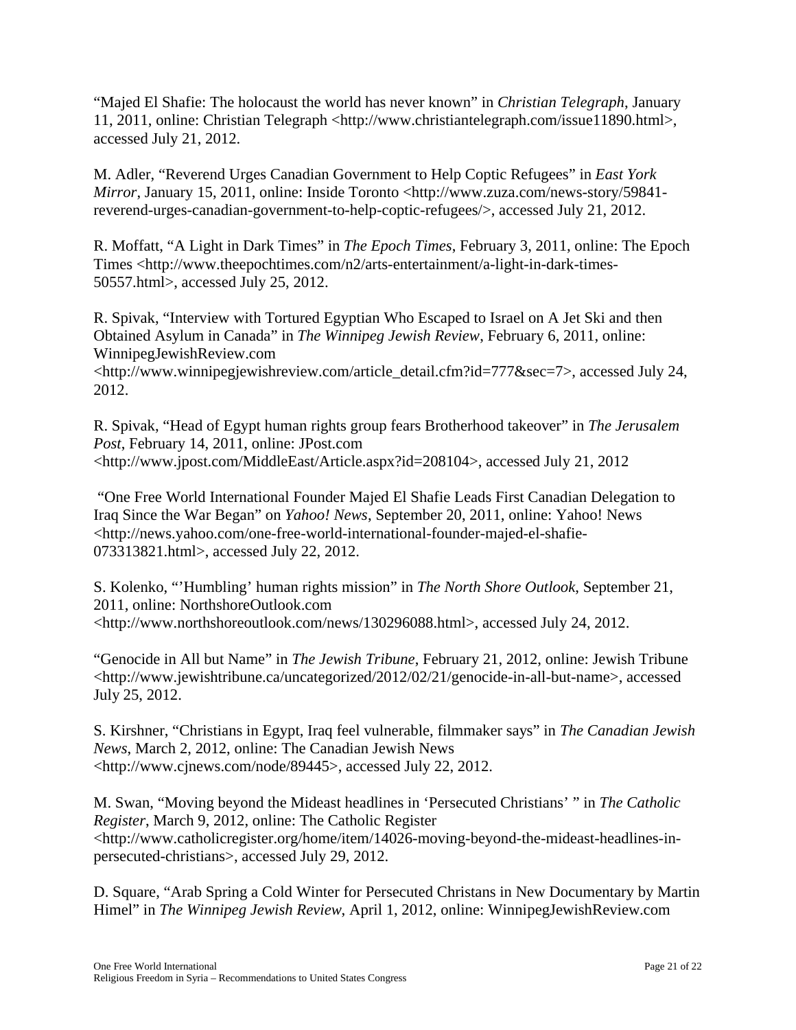"Majed El Shafie: The holocaust the world has never known" in *Christian Telegraph*, January 11, 2011, online: Christian Telegraph <http://www.christiantelegraph.com/issue11890.html>, accessed July 21, 2012.

M. Adler, "Reverend Urges Canadian Government to Help Coptic Refugees" in *East York Mirror*, January 15, 2011, online: Inside Toronto <http://www.zuza.com/news-story/59841-reverend-urges-canadian-government-to-help-coptic-refugees/>, accessed July 21, 2012.

R. Moffatt, "A Light in Dark Times" in *The Epoch Times*, February 3, 2011, online: The Epoch Times <http://www.theepochtimes.com/n2/arts-entertainment/a-light-in-dark-times-50557.html>, accessed July 25, 2012.

R. Spivak, "Interview with Tortured Egyptian Who Escaped to Israel on A Jet Ski and then Obtained Asylum in Canada" in *The Winnipeg Jewish Review*, February 6, 2011, online: WinnipegJewishReview.com <http://www.winnipegjewishreview.com/article_detail.cfm?id=777&sec=7>, accessed July 24, 2012.

R. Spivak, "Head of Egypt human rights group fears Brotherhood takeover" in *The Jerusalem Post*, February 14, 2011, online: JPost.com <http://www.jpost.com/MiddleEast/Article.aspx?id=208104>, accessed July 21, 2012

"One Free World International Founder Majed El Shafie Leads First Canadian Delegation to Iraq Since the War Began" on *Yahoo! News*, September 20, 2011, online: Yahoo! News <http://news.yahoo.com/one-free-world-international-founder-majed-el-shafie-073313821.html>, accessed July 22, 2012.

S. Kolenko, "'Humbling' human rights mission" in *The North Shore Outlook*, September 21, 2011, online: NorthshoreOutlook.com <http://www.northshoreoutlook.com/news/130296088.html>, accessed July 24, 2012.

"Genocide in All but Name" in *The Jewish Tribune*, February 21, 2012, online: Jewish Tribune <http://www.jewishtribune.ca/uncategorized/2012/02/21/genocide-in-all-but-name>, accessed July 25, 2012.

S. Kirshner, "Christians in Egypt, Iraq feel vulnerable, filmmaker says" in *The Canadian Jewish News*, March 2, 2012, online: The Canadian Jewish News <http://www.cjnews.com/node/89445>, accessed July 22, 2012.

M. Swan, "Moving beyond the Mideast headlines in 'Persecuted Christians' " in *The Catholic Register*, March 9, 2012, online: The Catholic Register <http://www.catholicregister.org/home/item/14026-moving-beyond-the-mideast-headlines-in-persecuted-christians>, accessed July 29, 2012.

D. Square, "Arab Spring a Cold Winter for Persecuted Christans in New Documentary by Martin Himel" in *The Winnipeg Jewish Review*, April 1, 2012, online: WinnipegJewishReview.com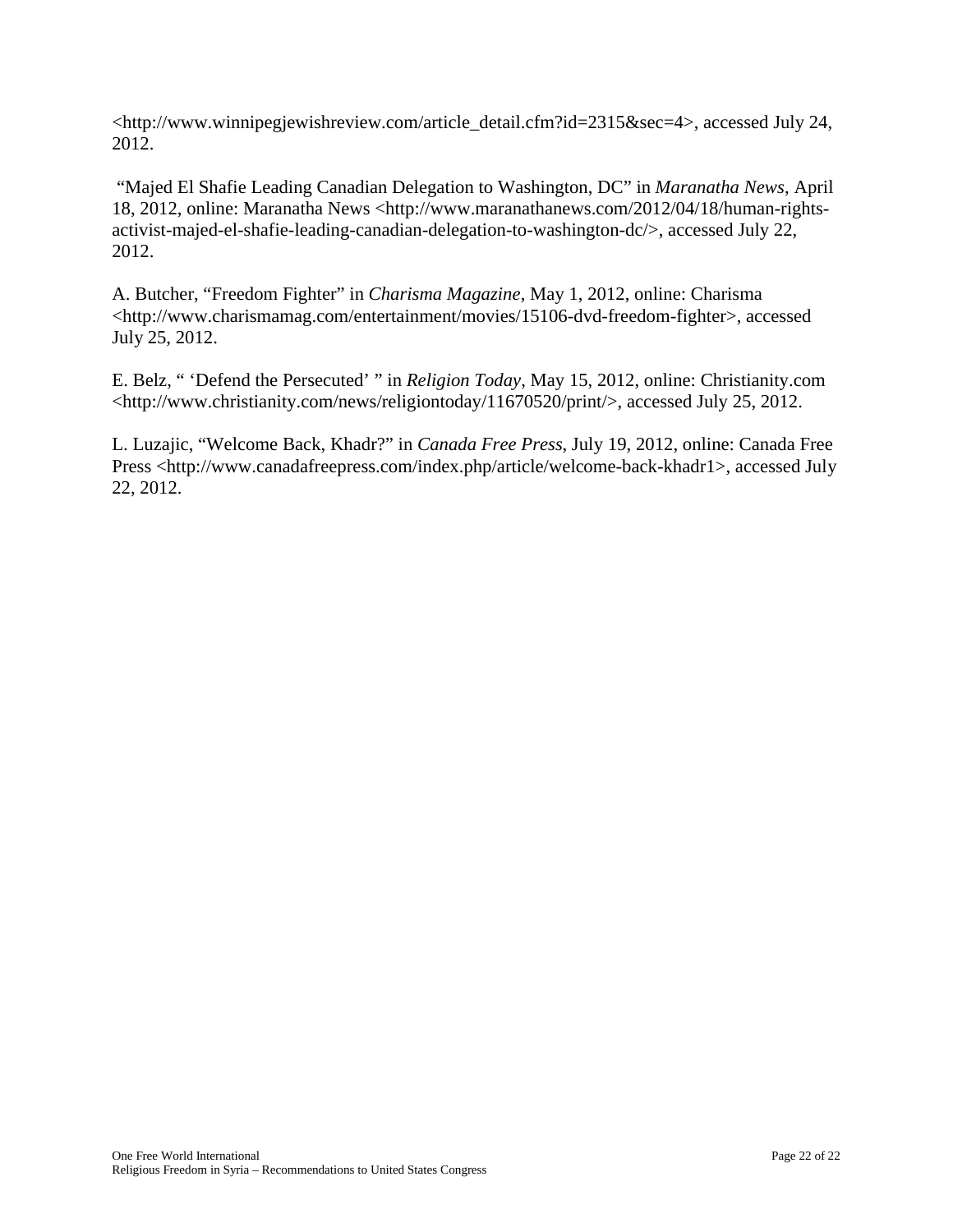<http://www.winnipegjewishreview.com/article_detail.cfm?id=2315&sec=4>, accessed July 24, 2012.

"Majed El Shafie Leading Canadian Delegation to Washington, DC" in *Maranatha News*, April 18, 2012, online: Maranatha News <http://www.maranathanews.com/2012/04/18/human-rights-activist-majed-el-shafie-leading-canadian-delegation-to-washington-dc/>, accessed July 22, 2012.

A. Butcher, "Freedom Fighter" in *Charisma Magazine*, May 1, 2012, online: Charisma <http://www.charismamag.com/entertainment/movies/15106-dvd-freedom-fighter>, accessed July 25, 2012.

E. Belz, " 'Defend the Persecuted' " in *Religion Today*, May 15, 2012, online: Christianity.com <http://www.christianity.com/news/religiontoday/11670520/print/>, accessed July 25, 2012.

L. Luzajic, "Welcome Back, Khadr?" in *Canada Free Press*, July 19, 2012, online: Canada Free Press <http://www.canadafreepress.com/index.php/article/welcome-back-khadr1>, accessed July 22, 2012.